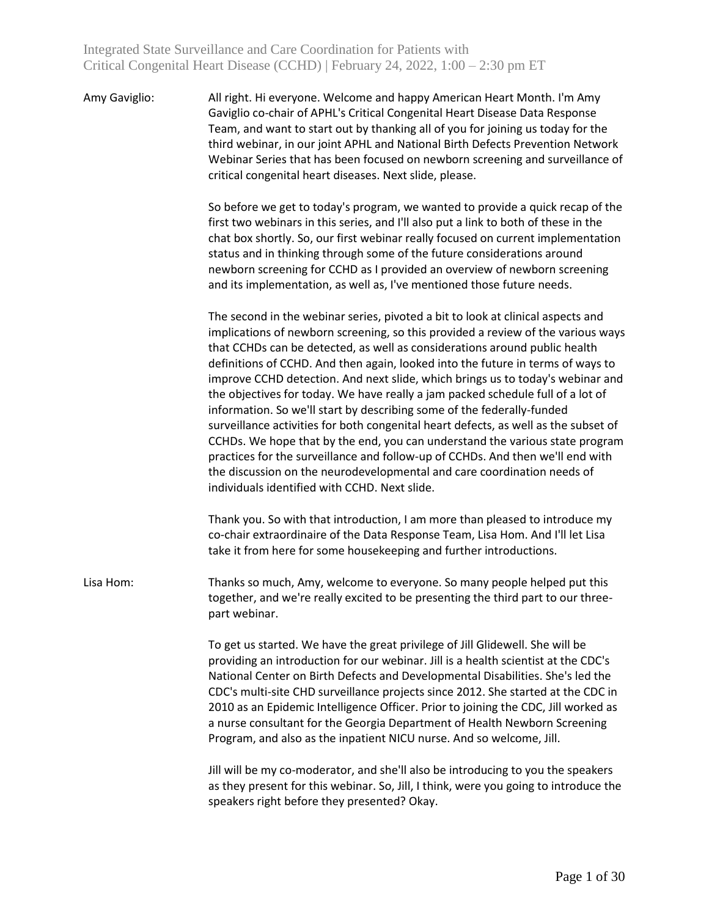Amy Gaviglio: All right. Hi everyone. Welcome and happy American Heart Month. I'm Amy Gaviglio co-chair of APHL's Critical Congenital Heart Disease Data Response Team, and want to start out by thanking all of you for joining us today for the third webinar, in our joint APHL and National Birth Defects Prevention Network Webinar Series that has been focused on newborn screening and surveillance of critical congenital heart diseases. Next slide, please.

So before we get to today's program, we wanted to provide a quick recap of the first two webinars in this series, and I'll also put a link to both of these in the chat box shortly. So, our first webinar really focused on current implementation status and in thinking through some of the future considerations around newborn screening for CCHD as I provided an overview of newborn screening and its implementation, as well as, I've mentioned those future needs.

The second in the webinar series, pivoted a bit to look at clinical aspects and implications of newborn screening, so this provided a review of the various ways that CCHDs can be detected, as well as considerations around public health definitions of CCHD. And then again, looked into the future in terms of ways to improve CCHD detection. And next slide, which brings us to today's webinar and the objectives for today. We have really a jam packed schedule full of a lot of information. So we'll start by describing some of the federally-funded surveillance activities for both congenital heart defects, as well as the subset of CCHDs. We hope that by the end, you can understand the various state program practices for the surveillance and follow-up of CCHDs. And then we'll end with the discussion on the neurodevelopmental and care coordination needs of individuals identified with CCHD. Next slide.

Thank you. So with that introduction, I am more than pleased to introduce my co-chair extraordinaire of the Data Response Team, Lisa Hom. And I'll let Lisa take it from here for some housekeeping and further introductions.

Lisa Hom: Thanks so much, Amy, welcome to everyone. So many people helped put this together, and we're really excited to be presenting the third part to our three-part webinar.

To get us started. We have the great privilege of Jill Glidewell. She will be providing an introduction for our webinar. Jill is a health scientist at the CDC's National Center on Birth Defects and Developmental Disabilities. She's led the CDC's multi-site CHD surveillance projects since 2012. She started at the CDC in 2010 as an Epidemic Intelligence Officer. Prior to joining the CDC, Jill worked as a nurse consultant for the Georgia Department of Health Newborn Screening Program, and also as the inpatient NICU nurse. And so welcome, Jill.

Jill will be my co-moderator, and she'll also be introducing to you the speakers as they present for this webinar. So, Jill, I think, were you going to introduce the speakers right before they presented? Okay.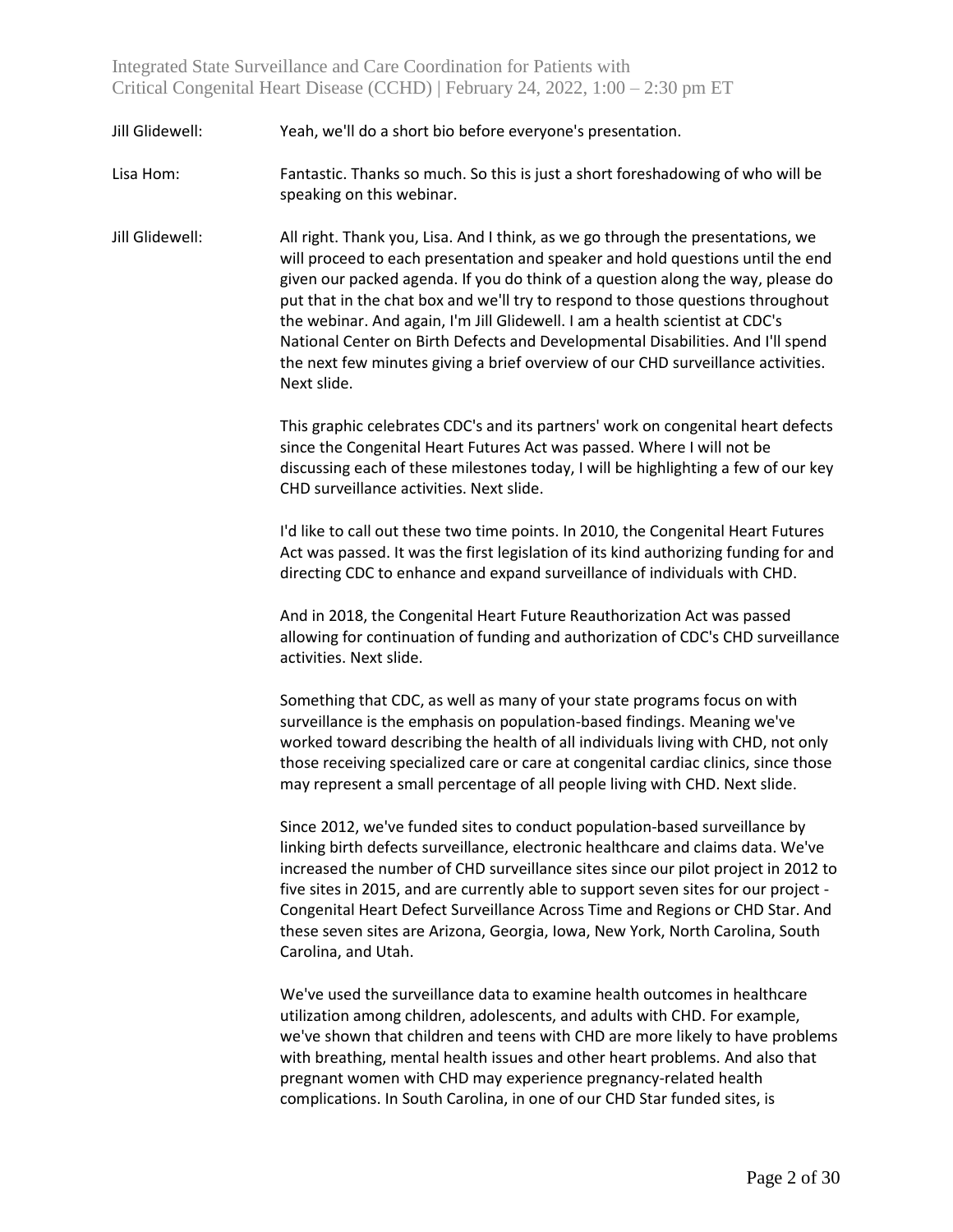Jill Glidewell: Yeah, we'll do a short bio before everyone's presentation.

Lisa Hom: Fantastic. Thanks so much. So this is just a short foreshadowing of who will be speaking on this webinar.

Jill Glidewell: All right. Thank you, Lisa. And I think, as we go through the presentations, we will proceed to each presentation and speaker and hold questions until the end given our packed agenda. If you do think of a question along the way, please do put that in the chat box and we'll try to respond to those questions throughout the webinar. And again, I'm Jill Glidewell. I am a health scientist at CDC's National Center on Birth Defects and Developmental Disabilities. And I'll spend the next few minutes giving a brief overview of our CHD surveillance activities. Next slide.

This graphic celebrates CDC's and its partners' work on congenital heart defects since the Congenital Heart Futures Act was passed. Where I will not be discussing each of these milestones today, I will be highlighting a few of our key CHD surveillance activities. Next slide.

I'd like to call out these two time points. In 2010, the Congenital Heart Futures Act was passed. It was the first legislation of its kind authorizing funding for and directing CDC to enhance and expand surveillance of individuals with CHD.

And in 2018, the Congenital Heart Future Reauthorization Act was passed allowing for continuation of funding and authorization of CDC's CHD surveillance activities. Next slide.

Something that CDC, as well as many of your state programs focus on with surveillance is the emphasis on population-based findings. Meaning we've worked toward describing the health of all individuals living with CHD, not only those receiving specialized care or care at congenital cardiac clinics, since those may represent a small percentage of all people living with CHD. Next slide.

Since 2012, we've funded sites to conduct population-based surveillance by linking birth defects surveillance, electronic healthcare and claims data. We've increased the number of CHD surveillance sites since our pilot project in 2012 to five sites in 2015, and are currently able to support seven sites for our project - Congenital Heart Defect Surveillance Across Time and Regions or CHD Star. And these seven sites are Arizona, Georgia, Iowa, New York, North Carolina, South Carolina, and Utah.

We've used the surveillance data to examine health outcomes in healthcare utilization among children, adolescents, and adults with CHD. For example, we've shown that children and teens with CHD are more likely to have problems with breathing, mental health issues and other heart problems. And also that pregnant women with CHD may experience pregnancy-related health complications. In South Carolina, in one of our CHD Star funded sites, is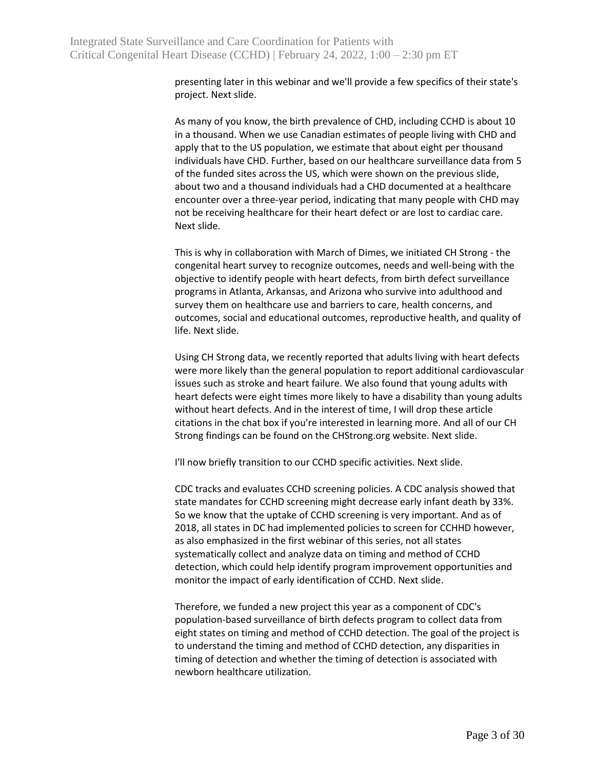presenting later in this webinar and we'll provide a few specifics of their state's project. Next slide.

As many of you know, the birth prevalence of CHD, including CCHD is about 10 in a thousand. When we use Canadian estimates of people living with CHD and apply that to the US population, we estimate that about eight per thousand individuals have CHD. Further, based on our healthcare surveillance data from 5 of the funded sites across the US, which were shown on the previous slide, about two and a thousand individuals had a CHD documented at a healthcare encounter over a three-year period, indicating that many people with CHD may not be receiving healthcare for their heart defect or are lost to cardiac care. Next slide.

This is why in collaboration with March of Dimes, we initiated CH Strong - the congenital heart survey to recognize outcomes, needs and well-being with the objective to identify people with heart defects, from birth defect surveillance programs in Atlanta, Arkansas, and Arizona who survive into adulthood and survey them on healthcare use and barriers to care, health concerns, and outcomes, social and educational outcomes, reproductive health, and quality of life. Next slide.

Using CH Strong data, we recently reported that adults living with heart defects were more likely than the general population to report additional cardiovascular issues such as stroke and heart failure. We also found that young adults with heart defects were eight times more likely to have a disability than young adults without heart defects. And in the interest of time, I will drop these article citations in the chat box if you're interested in learning more. And all of our CH Strong findings can be found on the CHStrong.org website. Next slide.

I'll now briefly transition to our CCHD specific activities. Next slide.

CDC tracks and evaluates CCHD screening policies. A CDC analysis showed that state mandates for CCHD screening might decrease early infant death by 33%. So we know that the uptake of CCHD screening is very important. And as of 2018, all states in DC had implemented policies to screen for CCHHD however, as also emphasized in the first webinar of this series, not all states systematically collect and analyze data on timing and method of CCHD detection, which could help identify program improvement opportunities and monitor the impact of early identification of CCHD. Next slide.

Therefore, we funded a new project this year as a component of CDC's population-based surveillance of birth defects program to collect data from eight states on timing and method of CCHD detection. The goal of the project is to understand the timing and method of CCHD detection, any disparities in timing of detection and whether the timing of detection is associated with newborn healthcare utilization.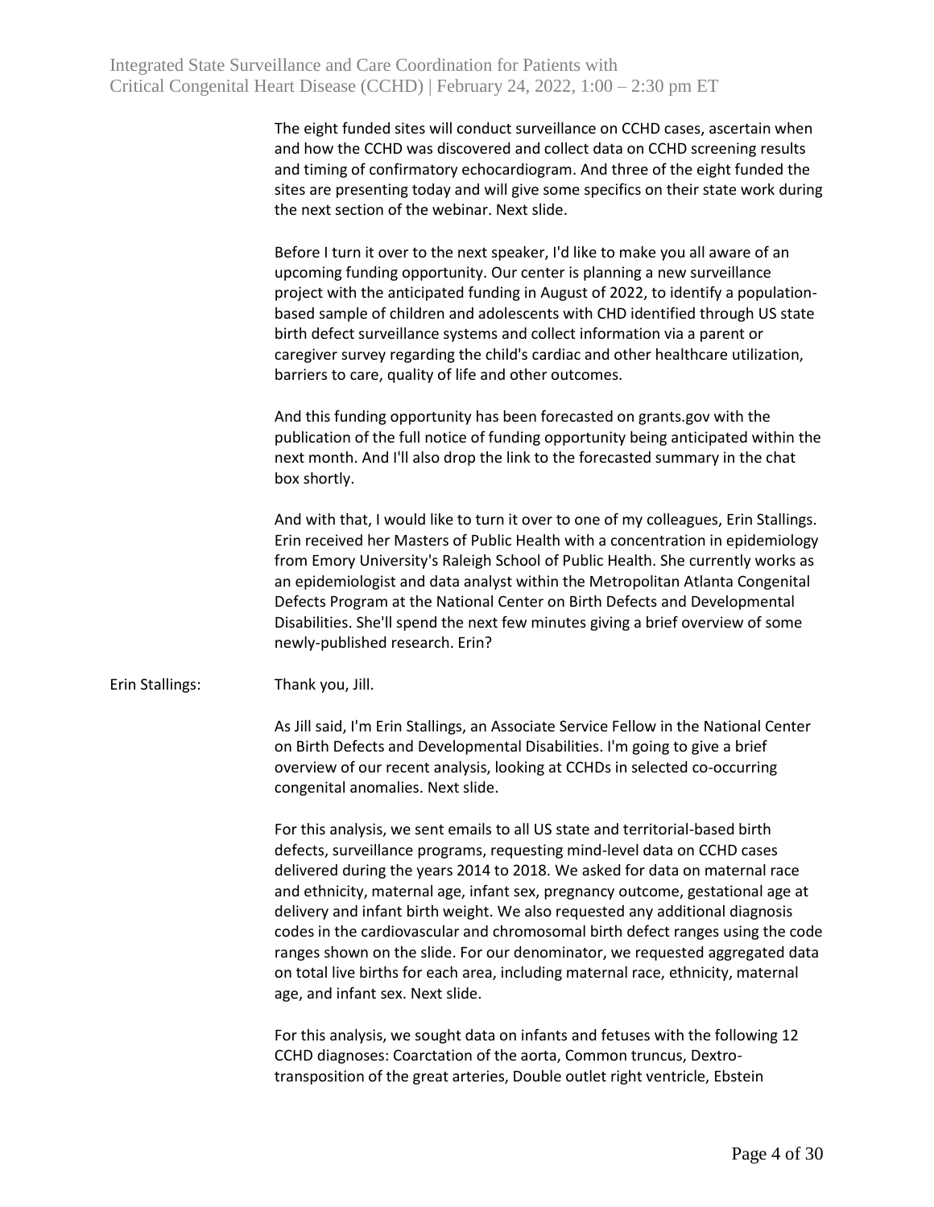The eight funded sites will conduct surveillance on CCHD cases, ascertain when and how the CCHD was discovered and collect data on CCHD screening results and timing of confirmatory echocardiogram. And three of the eight funded the sites are presenting today and will give some specifics on their state work during the next section of the webinar. Next slide.

Before I turn it over to the next speaker, I'd like to make you all aware of an upcoming funding opportunity. Our center is planning a new surveillance project with the anticipated funding in August of 2022, to identify a population-based sample of children and adolescents with CHD identified through US state birth defect surveillance systems and collect information via a parent or caregiver survey regarding the child's cardiac and other healthcare utilization, barriers to care, quality of life and other outcomes.

And this funding opportunity has been forecasted on grants.gov with the publication of the full notice of funding opportunity being anticipated within the next month. And I'll also drop the link to the forecasted summary in the chat box shortly.

And with that, I would like to turn it over to one of my colleagues, Erin Stallings. Erin received her Masters of Public Health with a concentration in epidemiology from Emory University's Raleigh School of Public Health. She currently works as an epidemiologist and data analyst within the Metropolitan Atlanta Congenital Defects Program at the National Center on Birth Defects and Developmental Disabilities. She'll spend the next few minutes giving a brief overview of some newly-published research. Erin?

Erin Stallings: Thank you, Jill.

As Jill said, I'm Erin Stallings, an Associate Service Fellow in the National Center on Birth Defects and Developmental Disabilities. I'm going to give a brief overview of our recent analysis, looking at CCHDs in selected co-occurring congenital anomalies. Next slide.

For this analysis, we sent emails to all US state and territorial-based birth defects, surveillance programs, requesting mind-level data on CCHD cases delivered during the years 2014 to 2018. We asked for data on maternal race and ethnicity, maternal age, infant sex, pregnancy outcome, gestational age at delivery and infant birth weight. We also requested any additional diagnosis codes in the cardiovascular and chromosomal birth defect ranges using the code ranges shown on the slide. For our denominator, we requested aggregated data on total live births for each area, including maternal race, ethnicity, maternal age, and infant sex. Next slide.

For this analysis, we sought data on infants and fetuses with the following 12 CCHD diagnoses: Coarctation of the aorta, Common truncus, Dextro-transposition of the great arteries, Double outlet right ventricle, Ebstein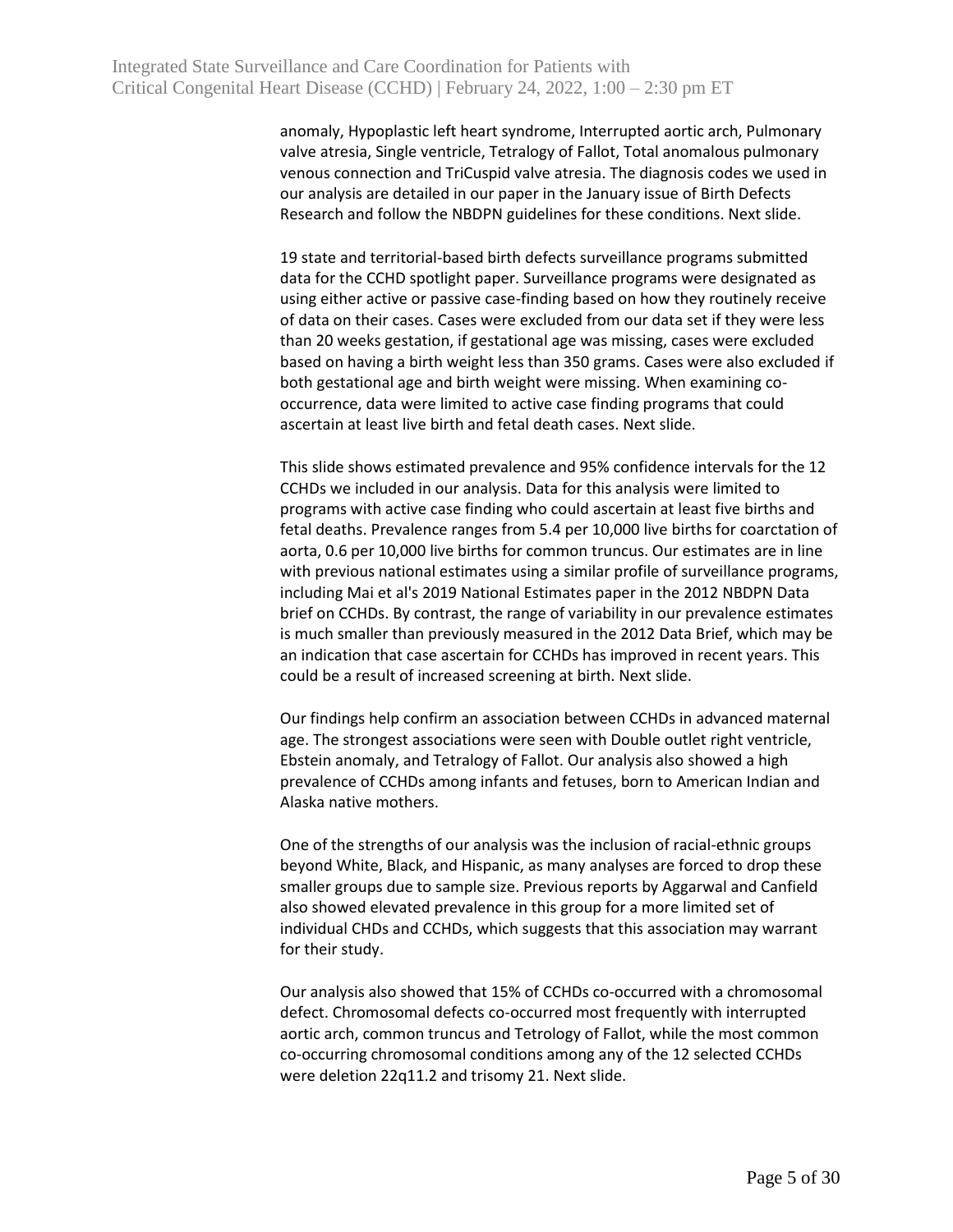anomaly, Hypoplastic left heart syndrome, Interrupted aortic arch, Pulmonary valve atresia, Single ventricle, Tetralogy of Fallot, Total anomalous pulmonary venous connection and TriCuspid valve atresia. The diagnosis codes we used in our analysis are detailed in our paper in the January issue of Birth Defects Research and follow the NBDPN guidelines for these conditions. Next slide.

19 state and territorial-based birth defects surveillance programs submitted data for the CCHD spotlight paper. Surveillance programs were designated as using either active or passive case-finding based on how they routinely receive of data on their cases. Cases were excluded from our data set if they were less than 20 weeks gestation, if gestational age was missing, cases were excluded based on having a birth weight less than 350 grams. Cases were also excluded if both gestational age and birth weight were missing. When examining co-occurrence, data were limited to active case finding programs that could ascertain at least live birth and fetal death cases. Next slide.

This slide shows estimated prevalence and 95% confidence intervals for the 12 CCHDs we included in our analysis. Data for this analysis were limited to programs with active case finding who could ascertain at least five births and fetal deaths. Prevalence ranges from 5.4 per 10,000 live births for coarctation of aorta, 0.6 per 10,000 live births for common truncus. Our estimates are in line with previous national estimates using a similar profile of surveillance programs, including Mai et al's 2019 National Estimates paper in the 2012 NBDPN Data brief on CCHDs. By contrast, the range of variability in our prevalence estimates is much smaller than previously measured in the 2012 Data Brief, which may be an indication that case ascertain for CCHDs has improved in recent years. This could be a result of increased screening at birth. Next slide.

Our findings help confirm an association between CCHDs in advanced maternal age. The strongest associations were seen with Double outlet right ventricle, Ebstein anomaly, and Tetralogy of Fallot. Our analysis also showed a high prevalence of CCHDs among infants and fetuses, born to American Indian and Alaska native mothers.

One of the strengths of our analysis was the inclusion of racial-ethnic groups beyond White, Black, and Hispanic, as many analyses are forced to drop these smaller groups due to sample size. Previous reports by Aggarwal and Canfield also showed elevated prevalence in this group for a more limited set of individual CHDs and CCHDs, which suggests that this association may warrant for their study.

Our analysis also showed that 15% of CCHDs co-occurred with a chromosomal defect. Chromosomal defects co-occurred most frequently with interrupted aortic arch, common truncus and Tetrology of Fallot, while the most common co-occurring chromosomal conditions among any of the 12 selected CCHDs were deletion 22q11.2 and trisomy 21. Next slide.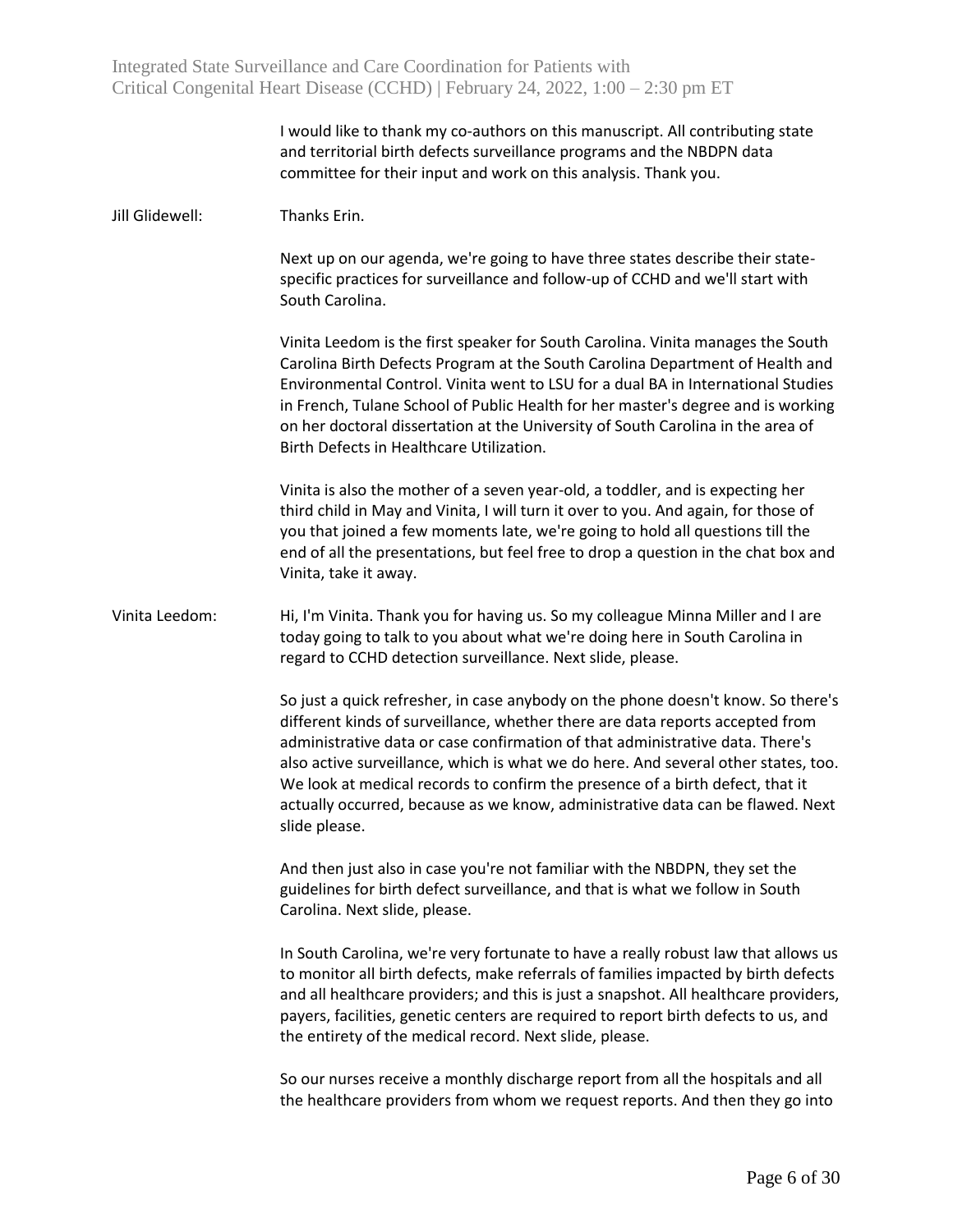I would like to thank my co-authors on this manuscript. All contributing state and territorial birth defects surveillance programs and the NBDPN data committee for their input and work on this analysis. Thank you.

Jill Glidewell: Thanks Erin.

Next up on our agenda, we're going to have three states describe their state-specific practices for surveillance and follow-up of CCHD and we'll start with South Carolina.

Vinita Leedom is the first speaker for South Carolina. Vinita manages the South Carolina Birth Defects Program at the South Carolina Department of Health and Environmental Control. Vinita went to LSU for a dual BA in International Studies in French, Tulane School of Public Health for her master's degree and is working on her doctoral dissertation at the University of South Carolina in the area of Birth Defects in Healthcare Utilization.

Vinita is also the mother of a seven year-old, a toddler, and is expecting her third child in May and Vinita, I will turn it over to you. And again, for those of you that joined a few moments late, we're going to hold all questions till the end of all the presentations, but feel free to drop a question in the chat box and Vinita, take it away.

Vinita Leedom: Hi, I'm Vinita. Thank you for having us. So my colleague Minna Miller and I are today going to talk to you about what we're doing here in South Carolina in regard to CCHD detection surveillance. Next slide, please.

So just a quick refresher, in case anybody on the phone doesn't know. So there's different kinds of surveillance, whether there are data reports accepted from administrative data or case confirmation of that administrative data. There's also active surveillance, which is what we do here. And several other states, too. We look at medical records to confirm the presence of a birth defect, that it actually occurred, because as we know, administrative data can be flawed. Next slide please.

And then just also in case you're not familiar with the NBDPN, they set the guidelines for birth defect surveillance, and that is what we follow in South Carolina. Next slide, please.

In South Carolina, we're very fortunate to have a really robust law that allows us to monitor all birth defects, make referrals of families impacted by birth defects and all healthcare providers; and this is just a snapshot. All healthcare providers, payers, facilities, genetic centers are required to report birth defects to us, and the entirety of the medical record. Next slide, please.

So our nurses receive a monthly discharge report from all the hospitals and all the healthcare providers from whom we request reports. And then they go into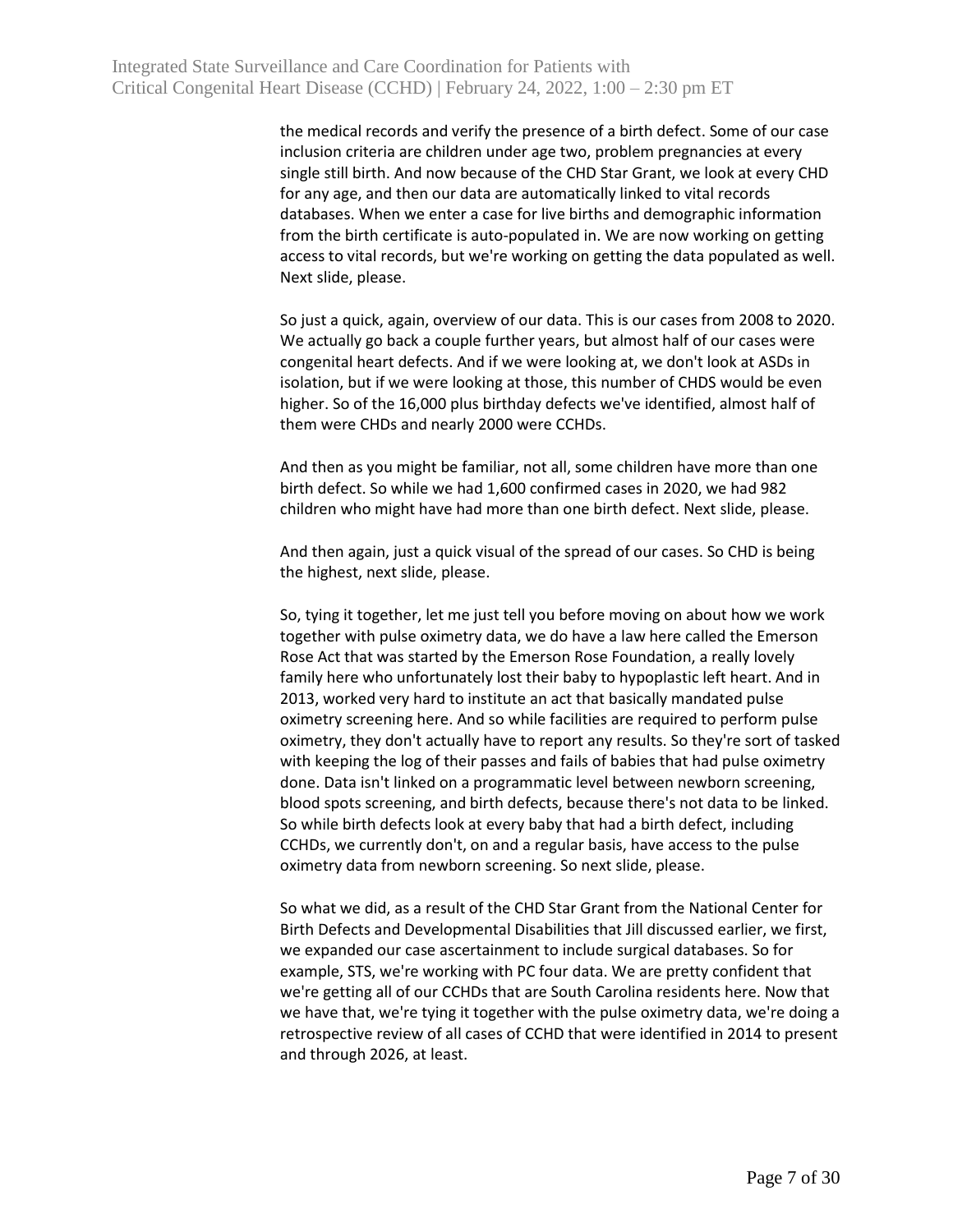the medical records and verify the presence of a birth defect. Some of our case inclusion criteria are children under age two, problem pregnancies at every single still birth. And now because of the CHD Star Grant, we look at every CHD for any age, and then our data are automatically linked to vital records databases. When we enter a case for live births and demographic information from the birth certificate is auto-populated in. We are now working on getting access to vital records, but we're working on getting the data populated as well. Next slide, please.

So just a quick, again, overview of our data. This is our cases from 2008 to 2020. We actually go back a couple further years, but almost half of our cases were congenital heart defects. And if we were looking at, we don't look at ASDs in isolation, but if we were looking at those, this number of CHDS would be even higher. So of the 16,000 plus birthday defects we've identified, almost half of them were CHDs and nearly 2000 were CCHDs.

And then as you might be familiar, not all, some children have more than one birth defect. So while we had 1,600 confirmed cases in 2020, we had 982 children who might have had more than one birth defect. Next slide, please.

And then again, just a quick visual of the spread of our cases. So CHD is being the highest, next slide, please.

So, tying it together, let me just tell you before moving on about how we work together with pulse oximetry data, we do have a law here called the Emerson Rose Act that was started by the Emerson Rose Foundation, a really lovely family here who unfortunately lost their baby to hypoplastic left heart. And in 2013, worked very hard to institute an act that basically mandated pulse oximetry screening here. And so while facilities are required to perform pulse oximetry, they don't actually have to report any results. So they're sort of tasked with keeping the log of their passes and fails of babies that had pulse oximetry done. Data isn't linked on a programmatic level between newborn screening, blood spots screening, and birth defects, because there's not data to be linked. So while birth defects look at every baby that had a birth defect, including CCHDs, we currently don't, on and a regular basis, have access to the pulse oximetry data from newborn screening. So next slide, please.

So what we did, as a result of the CHD Star Grant from the National Center for Birth Defects and Developmental Disabilities that Jill discussed earlier, we first, we expanded our case ascertainment to include surgical databases. So for example, STS, we're working with PC four data. We are pretty confident that we're getting all of our CCHDs that are South Carolina residents here. Now that we have that, we're tying it together with the pulse oximetry data, we're doing a retrospective review of all cases of CCHD that were identified in 2014 to present and through 2026, at least.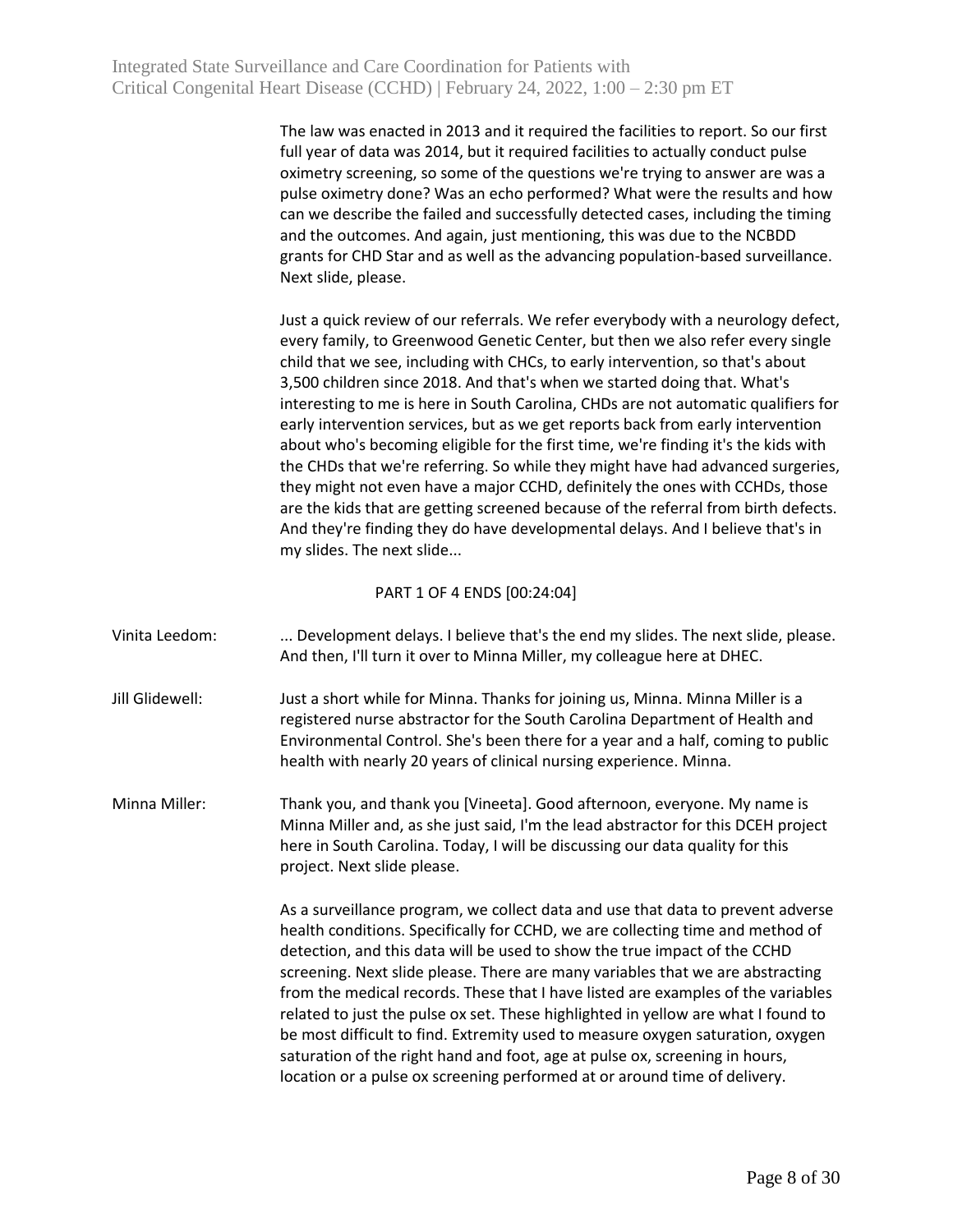The law was enacted in 2013 and it required the facilities to report. So our first full year of data was 2014, but it required facilities to actually conduct pulse oximetry screening, so some of the questions we're trying to answer are was a pulse oximetry done? Was an echo performed? What were the results and how can we describe the failed and successfully detected cases, including the timing and the outcomes. And again, just mentioning, this was due to the NCBDD grants for CHD Star and as well as the advancing population-based surveillance. Next slide, please.

Just a quick review of our referrals. We refer everybody with a neurology defect, every family, to Greenwood Genetic Center, but then we also refer every single child that we see, including with CHCs, to early intervention, so that's about 3,500 children since 2018. And that's when we started doing that. What's interesting to me is here in South Carolina, CHDs are not automatic qualifiers for early intervention services, but as we get reports back from early intervention about who's becoming eligible for the first time, we're finding it's the kids with the CHDs that we're referring. So while they might have had advanced surgeries, they might not even have a major CCHD, definitely the ones with CCHDs, those are the kids that are getting screened because of the referral from birth defects. And they're finding they do have developmental delays. And I believe that's in my slides. The next slide...

PART 1 OF 4 ENDS [00:24:04]

Vinita Leedom: ... Development delays. I believe that's the end my slides. The next slide, please. And then, I'll turn it over to Minna Miller, my colleague here at DHEC.

Jill Glidewell: Just a short while for Minna. Thanks for joining us, Minna. Minna Miller is a registered nurse abstractor for the South Carolina Department of Health and Environmental Control. She's been there for a year and a half, coming to public health with nearly 20 years of clinical nursing experience. Minna.

Minna Miller: Thank you, and thank you [Vineeta]. Good afternoon, everyone. My name is Minna Miller and, as she just said, I'm the lead abstractor for this DCEH project here in South Carolina. Today, I will be discussing our data quality for this project. Next slide please.

As a surveillance program, we collect data and use that data to prevent adverse health conditions. Specifically for CCHD, we are collecting time and method of detection, and this data will be used to show the true impact of the CCHD screening. Next slide please. There are many variables that we are abstracting from the medical records. These that I have listed are examples of the variables related to just the pulse ox set. These highlighted in yellow are what I found to be most difficult to find. Extremity used to measure oxygen saturation, oxygen saturation of the right hand and foot, age at pulse ox, screening in hours, location or a pulse ox screening performed at or around time of delivery.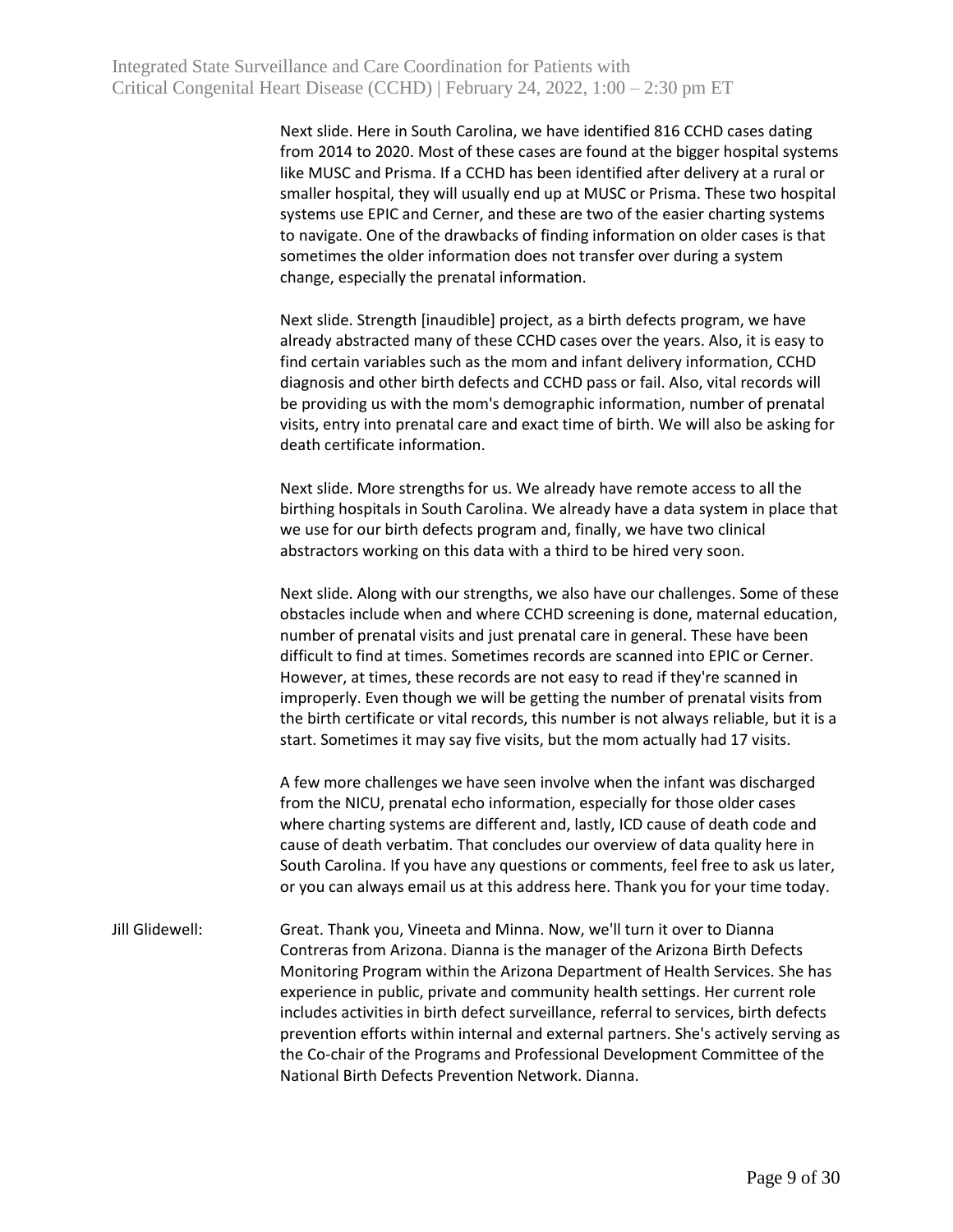Next slide. Here in South Carolina, we have identified 816 CCHD cases dating from 2014 to 2020. Most of these cases are found at the bigger hospital systems like MUSC and Prisma. If a CCHD has been identified after delivery at a rural or smaller hospital, they will usually end up at MUSC or Prisma. These two hospital systems use EPIC and Cerner, and these are two of the easier charting systems to navigate. One of the drawbacks of finding information on older cases is that sometimes the older information does not transfer over during a system change, especially the prenatal information.

Next slide. Strength [inaudible] project, as a birth defects program, we have already abstracted many of these CCHD cases over the years. Also, it is easy to find certain variables such as the mom and infant delivery information, CCHD diagnosis and other birth defects and CCHD pass or fail. Also, vital records will be providing us with the mom's demographic information, number of prenatal visits, entry into prenatal care and exact time of birth. We will also be asking for death certificate information.

Next slide. More strengths for us. We already have remote access to all the birthing hospitals in South Carolina. We already have a data system in place that we use for our birth defects program and, finally, we have two clinical abstractors working on this data with a third to be hired very soon.

Next slide. Along with our strengths, we also have our challenges. Some of these obstacles include when and where CCHD screening is done, maternal education, number of prenatal visits and just prenatal care in general. These have been difficult to find at times. Sometimes records are scanned into EPIC or Cerner. However, at times, these records are not easy to read if they're scanned in improperly. Even though we will be getting the number of prenatal visits from the birth certificate or vital records, this number is not always reliable, but it is a start. Sometimes it may say five visits, but the mom actually had 17 visits.

A few more challenges we have seen involve when the infant was discharged from the NICU, prenatal echo information, especially for those older cases where charting systems are different and, lastly, ICD cause of death code and cause of death verbatim. That concludes our overview of data quality here in South Carolina. If you have any questions or comments, feel free to ask us later, or you can always email us at this address here. Thank you for your time today.

Jill Glidewell: Great. Thank you, Vineeta and Minna. Now, we'll turn it over to Dianna Contreras from Arizona. Dianna is the manager of the Arizona Birth Defects Monitoring Program within the Arizona Department of Health Services. She has experience in public, private and community health settings. Her current role includes activities in birth defect surveillance, referral to services, birth defects prevention efforts within internal and external partners. She's actively serving as the Co-chair of the Programs and Professional Development Committee of the National Birth Defects Prevention Network. Dianna.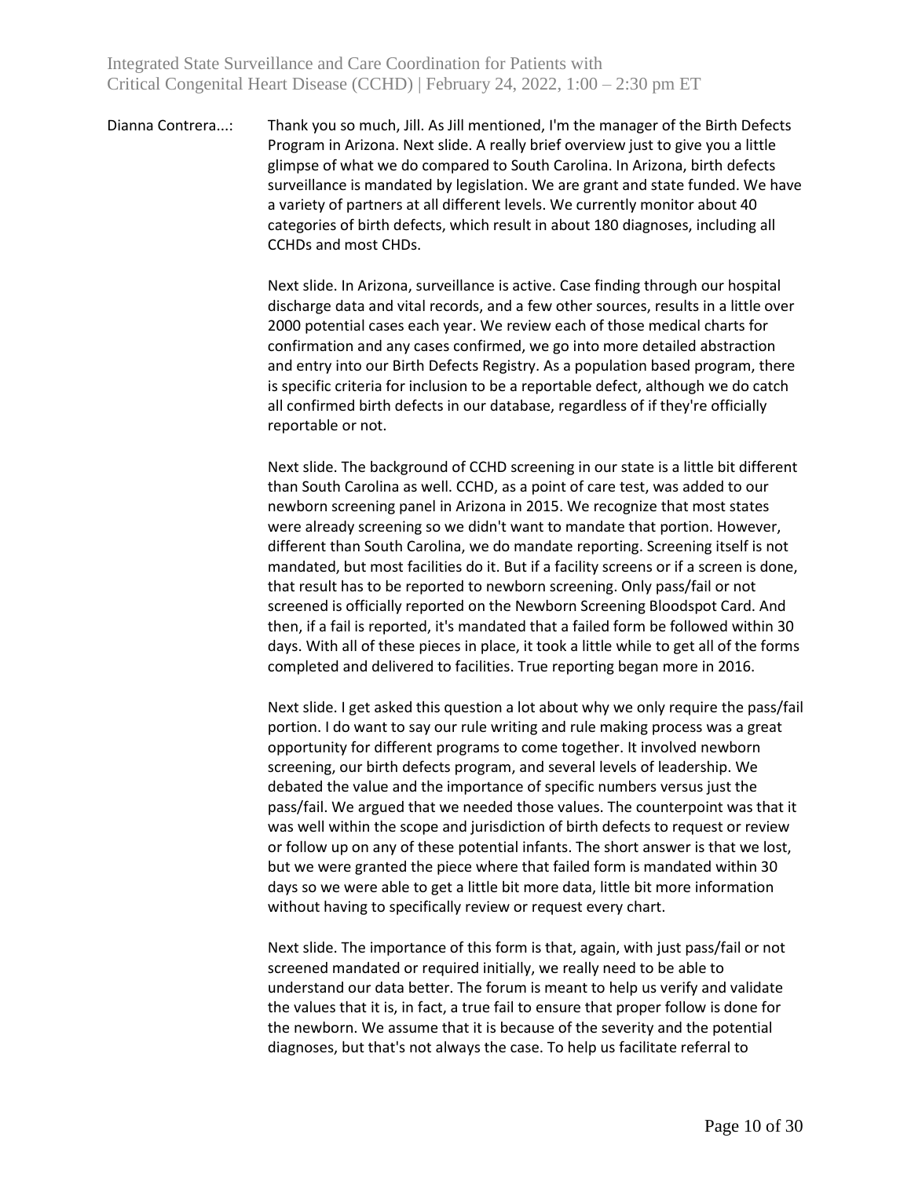Dianna Contrera...: Thank you so much, Jill. As Jill mentioned, I'm the manager of the Birth Defects Program in Arizona. Next slide. A really brief overview just to give you a little glimpse of what we do compared to South Carolina. In Arizona, birth defects surveillance is mandated by legislation. We are grant and state funded. We have a variety of partners at all different levels. We currently monitor about 40 categories of birth defects, which result in about 180 diagnoses, including all CCHDs and most CHDs.

Next slide. In Arizona, surveillance is active. Case finding through our hospital discharge data and vital records, and a few other sources, results in a little over 2000 potential cases each year. We review each of those medical charts for confirmation and any cases confirmed, we go into more detailed abstraction and entry into our Birth Defects Registry. As a population based program, there is specific criteria for inclusion to be a reportable defect, although we do catch all confirmed birth defects in our database, regardless of if they're officially reportable or not.

Next slide. The background of CCHD screening in our state is a little bit different than South Carolina as well. CCHD, as a point of care test, was added to our newborn screening panel in Arizona in 2015. We recognize that most states were already screening so we didn't want to mandate that portion. However, different than South Carolina, we do mandate reporting. Screening itself is not mandated, but most facilities do it. But if a facility screens or if a screen is done, that result has to be reported to newborn screening. Only pass/fail or not screened is officially reported on the Newborn Screening Bloodspot Card. And then, if a fail is reported, it's mandated that a failed form be followed within 30 days. With all of these pieces in place, it took a little while to get all of the forms completed and delivered to facilities. True reporting began more in 2016.

Next slide. I get asked this question a lot about why we only require the pass/fail portion. I do want to say our rule writing and rule making process was a great opportunity for different programs to come together. It involved newborn screening, our birth defects program, and several levels of leadership. We debated the value and the importance of specific numbers versus just the pass/fail. We argued that we needed those values. The counterpoint was that it was well within the scope and jurisdiction of birth defects to request or review or follow up on any of these potential infants. The short answer is that we lost, but we were granted the piece where that failed form is mandated within 30 days so we were able to get a little bit more data, little bit more information without having to specifically review or request every chart.

Next slide. The importance of this form is that, again, with just pass/fail or not screened mandated or required initially, we really need to be able to understand our data better. The forum is meant to help us verify and validate the values that it is, in fact, a true fail to ensure that proper follow is done for the newborn. We assume that it is because of the severity and the potential diagnoses, but that's not always the case. To help us facilitate referral to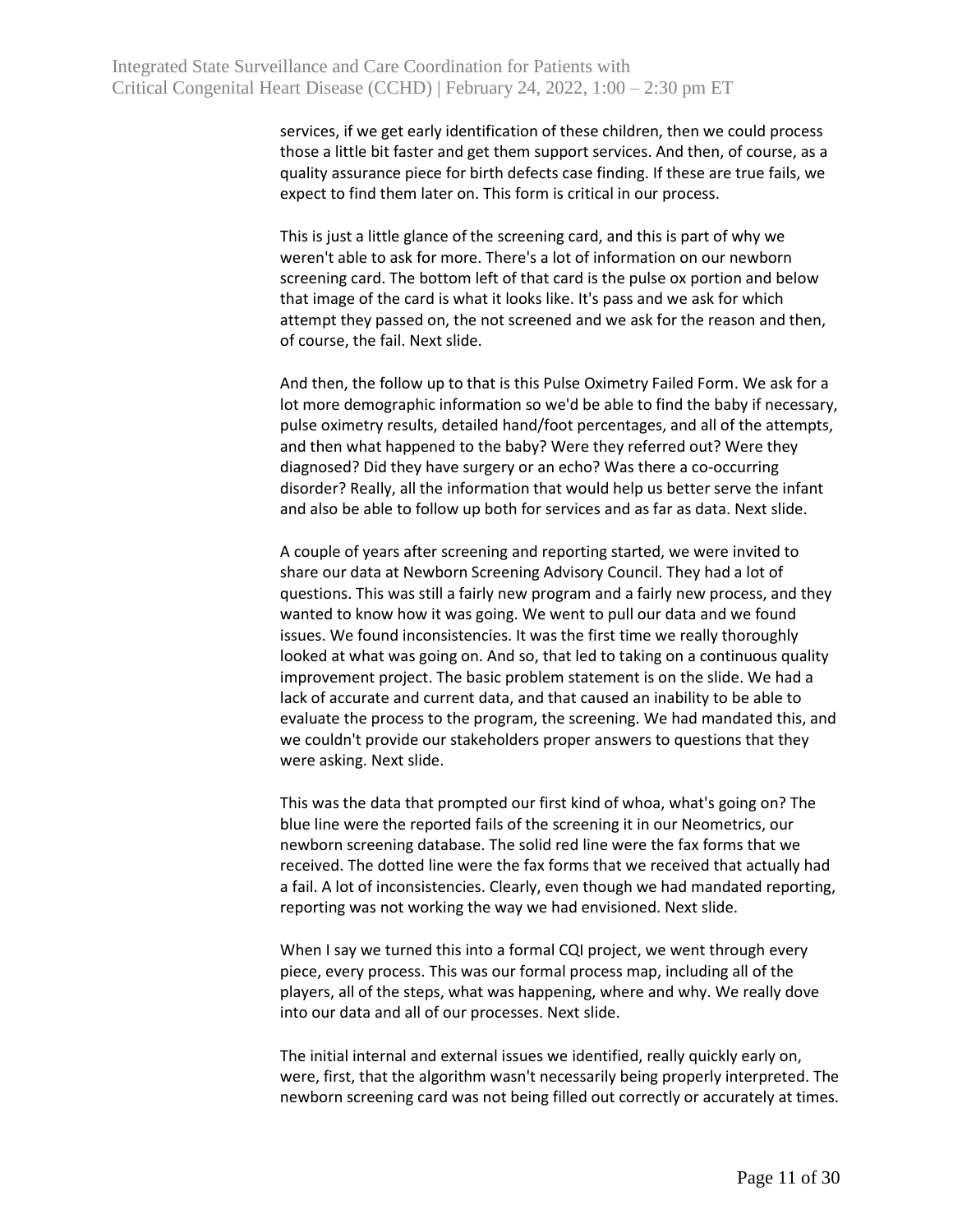services, if we get early identification of these children, then we could process those a little bit faster and get them support services. And then, of course, as a quality assurance piece for birth defects case finding. If these are true fails, we expect to find them later on. This form is critical in our process.

This is just a little glance of the screening card, and this is part of why we weren't able to ask for more. There's a lot of information on our newborn screening card. The bottom left of that card is the pulse ox portion and below that image of the card is what it looks like. It's pass and we ask for which attempt they passed on, the not screened and we ask for the reason and then, of course, the fail. Next slide.

And then, the follow up to that is this Pulse Oximetry Failed Form. We ask for a lot more demographic information so we'd be able to find the baby if necessary, pulse oximetry results, detailed hand/foot percentages, and all of the attempts, and then what happened to the baby? Were they referred out? Were they diagnosed? Did they have surgery or an echo? Was there a co-occurring disorder? Really, all the information that would help us better serve the infant and also be able to follow up both for services and as far as data. Next slide.

A couple of years after screening and reporting started, we were invited to share our data at Newborn Screening Advisory Council. They had a lot of questions. This was still a fairly new program and a fairly new process, and they wanted to know how it was going. We went to pull our data and we found issues. We found inconsistencies. It was the first time we really thoroughly looked at what was going on. And so, that led to taking on a continuous quality improvement project. The basic problem statement is on the slide. We had a lack of accurate and current data, and that caused an inability to be able to evaluate the process to the program, the screening. We had mandated this, and we couldn't provide our stakeholders proper answers to questions that they were asking. Next slide.

This was the data that prompted our first kind of whoa, what's going on? The blue line were the reported fails of the screening it in our Neometrics, our newborn screening database. The solid red line were the fax forms that we received. The dotted line were the fax forms that we received that actually had a fail. A lot of inconsistencies. Clearly, even though we had mandated reporting, reporting was not working the way we had envisioned. Next slide.

When I say we turned this into a formal CQI project, we went through every piece, every process. This was our formal process map, including all of the players, all of the steps, what was happening, where and why. We really dove into our data and all of our processes. Next slide.

The initial internal and external issues we identified, really quickly early on, were, first, that the algorithm wasn't necessarily being properly interpreted. The newborn screening card was not being filled out correctly or accurately at times.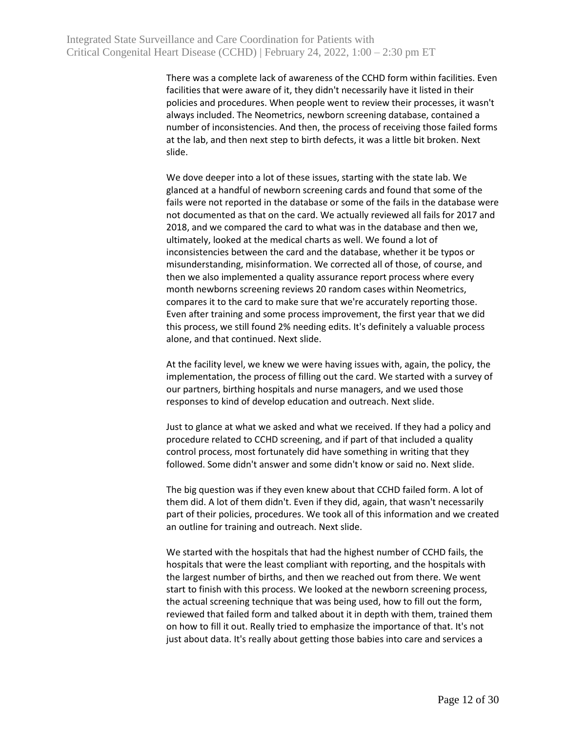There was a complete lack of awareness of the CCHD form within facilities. Even facilities that were aware of it, they didn't necessarily have it listed in their policies and procedures. When people went to review their processes, it wasn't always included. The Neometrics, newborn screening database, contained a number of inconsistencies. And then, the process of receiving those failed forms at the lab, and then next step to birth defects, it was a little bit broken. Next slide.

We dove deeper into a lot of these issues, starting with the state lab. We glanced at a handful of newborn screening cards and found that some of the fails were not reported in the database or some of the fails in the database were not documented as that on the card. We actually reviewed all fails for 2017 and 2018, and we compared the card to what was in the database and then we, ultimately, looked at the medical charts as well. We found a lot of inconsistencies between the card and the database, whether it be typos or misunderstanding, misinformation. We corrected all of those, of course, and then we also implemented a quality assurance report process where every month newborns screening reviews 20 random cases within Neometrics, compares it to the card to make sure that we're accurately reporting those. Even after training and some process improvement, the first year that we did this process, we still found 2% needing edits. It's definitely a valuable process alone, and that continued. Next slide.

At the facility level, we knew we were having issues with, again, the policy, the implementation, the process of filling out the card. We started with a survey of our partners, birthing hospitals and nurse managers, and we used those responses to kind of develop education and outreach. Next slide.

Just to glance at what we asked and what we received. If they had a policy and procedure related to CCHD screening, and if part of that included a quality control process, most fortunately did have something in writing that they followed. Some didn't answer and some didn't know or said no. Next slide.

The big question was if they even knew about that CCHD failed form. A lot of them did. A lot of them didn't. Even if they did, again, that wasn't necessarily part of their policies, procedures. We took all of this information and we created an outline for training and outreach. Next slide.

We started with the hospitals that had the highest number of CCHD fails, the hospitals that were the least compliant with reporting, and the hospitals with the largest number of births, and then we reached out from there. We went start to finish with this process. We looked at the newborn screening process, the actual screening technique that was being used, how to fill out the form, reviewed that failed form and talked about it in depth with them, trained them on how to fill it out. Really tried to emphasize the importance of that. It's not just about data. It's really about getting those babies into care and services a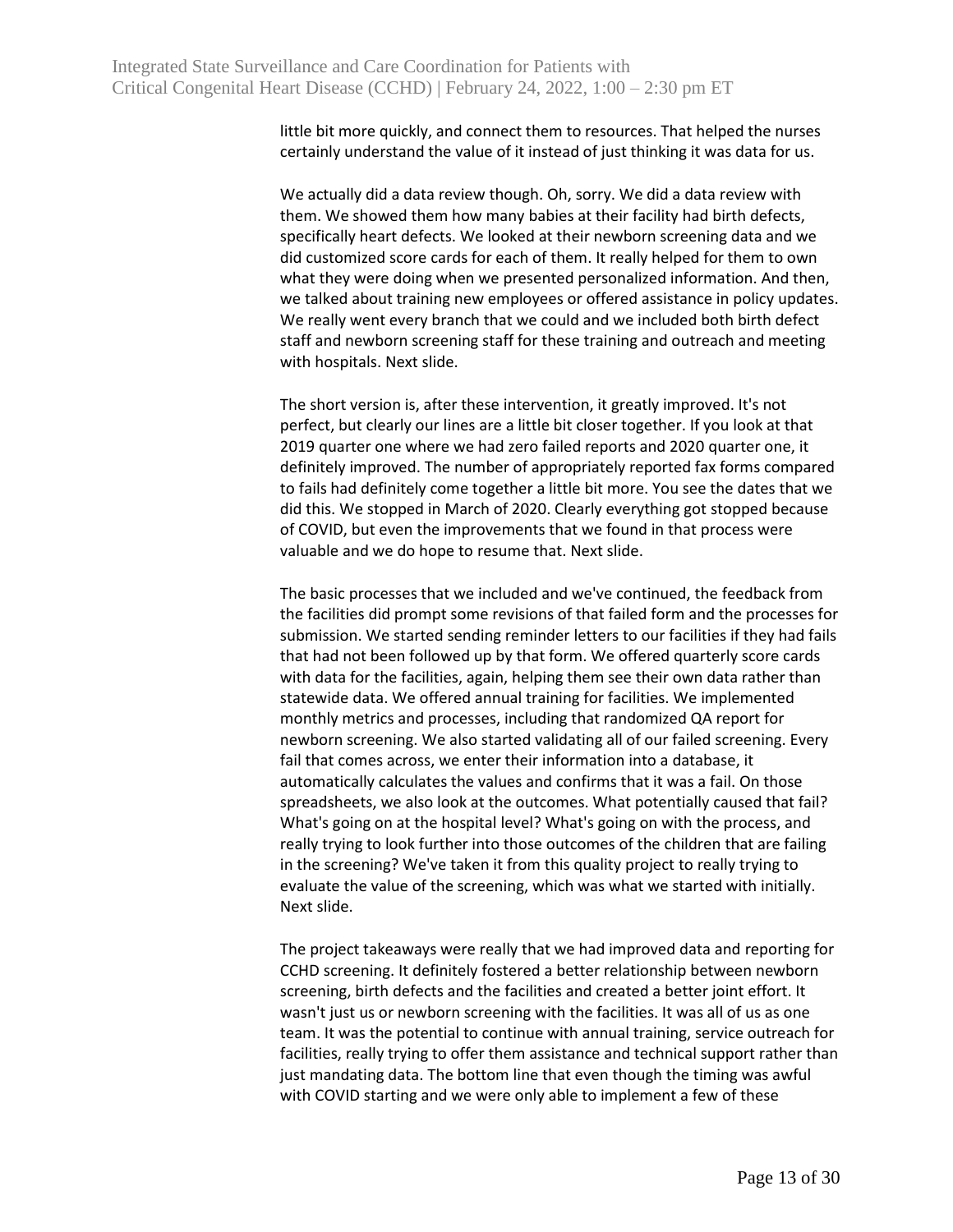little bit more quickly, and connect them to resources. That helped the nurses certainly understand the value of it instead of just thinking it was data for us.

We actually did a data review though. Oh, sorry. We did a data review with them. We showed them how many babies at their facility had birth defects, specifically heart defects. We looked at their newborn screening data and we did customized score cards for each of them. It really helped for them to own what they were doing when we presented personalized information. And then, we talked about training new employees or offered assistance in policy updates. We really went every branch that we could and we included both birth defect staff and newborn screening staff for these training and outreach and meeting with hospitals. Next slide.

The short version is, after these intervention, it greatly improved. It's not perfect, but clearly our lines are a little bit closer together. If you look at that 2019 quarter one where we had zero failed reports and 2020 quarter one, it definitely improved. The number of appropriately reported fax forms compared to fails had definitely come together a little bit more. You see the dates that we did this. We stopped in March of 2020. Clearly everything got stopped because of COVID, but even the improvements that we found in that process were valuable and we do hope to resume that. Next slide.

The basic processes that we included and we've continued, the feedback from the facilities did prompt some revisions of that failed form and the processes for submission. We started sending reminder letters to our facilities if they had fails that had not been followed up by that form. We offered quarterly score cards with data for the facilities, again, helping them see their own data rather than statewide data. We offered annual training for facilities. We implemented monthly metrics and processes, including that randomized QA report for newborn screening. We also started validating all of our failed screening. Every fail that comes across, we enter their information into a database, it automatically calculates the values and confirms that it was a fail. On those spreadsheets, we also look at the outcomes. What potentially caused that fail? What's going on at the hospital level? What's going on with the process, and really trying to look further into those outcomes of the children that are failing in the screening? We've taken it from this quality project to really trying to evaluate the value of the screening, which was what we started with initially. Next slide.

The project takeaways were really that we had improved data and reporting for CCHD screening. It definitely fostered a better relationship between newborn screening, birth defects and the facilities and created a better joint effort. It wasn't just us or newborn screening with the facilities. It was all of us as one team. It was the potential to continue with annual training, service outreach for facilities, really trying to offer them assistance and technical support rather than just mandating data. The bottom line that even though the timing was awful with COVID starting and we were only able to implement a few of these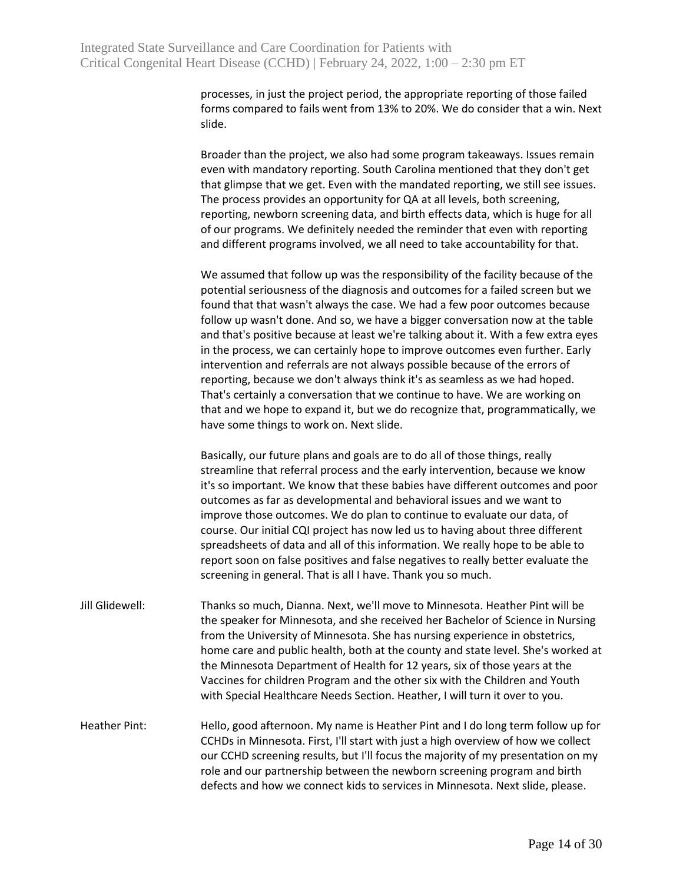processes, in just the project period, the appropriate reporting of those failed forms compared to fails went from 13% to 20%. We do consider that a win. Next slide.

Broader than the project, we also had some program takeaways. Issues remain even with mandatory reporting. South Carolina mentioned that they don't get that glimpse that we get. Even with the mandated reporting, we still see issues. The process provides an opportunity for QA at all levels, both screening, reporting, newborn screening data, and birth effects data, which is huge for all of our programs. We definitely needed the reminder that even with reporting and different programs involved, we all need to take accountability for that.

We assumed that follow up was the responsibility of the facility because of the potential seriousness of the diagnosis and outcomes for a failed screen but we found that that wasn't always the case. We had a few poor outcomes because follow up wasn't done. And so, we have a bigger conversation now at the table and that's positive because at least we're talking about it. With a few extra eyes in the process, we can certainly hope to improve outcomes even further. Early intervention and referrals are not always possible because of the errors of reporting, because we don't always think it's as seamless as we had hoped. That's certainly a conversation that we continue to have. We are working on that and we hope to expand it, but we do recognize that, programmatically, we have some things to work on. Next slide.

Basically, our future plans and goals are to do all of those things, really streamline that referral process and the early intervention, because we know it's so important. We know that these babies have different outcomes and poor outcomes as far as developmental and behavioral issues and we want to improve those outcomes. We do plan to continue to evaluate our data, of course. Our initial CQI project has now led us to having about three different spreadsheets of data and all of this information. We really hope to be able to report soon on false positives and false negatives to really better evaluate the screening in general. That is all I have. Thank you so much.

Jill Glidewell: Thanks so much, Dianna. Next, we'll move to Minnesota. Heather Pint will be the speaker for Minnesota, and she received her Bachelor of Science in Nursing from the University of Minnesota. She has nursing experience in obstetrics, home care and public health, both at the county and state level. She's worked at the Minnesota Department of Health for 12 years, six of those years at the Vaccines for children Program and the other six with the Children and Youth with Special Healthcare Needs Section. Heather, I will turn it over to you.

Heather Pint: Hello, good afternoon. My name is Heather Pint and I do long term follow up for CCHDs in Minnesota. First, I'll start with just a high overview of how we collect our CCHD screening results, but I'll focus the majority of my presentation on my role and our partnership between the newborn screening program and birth defects and how we connect kids to services in Minnesota. Next slide, please.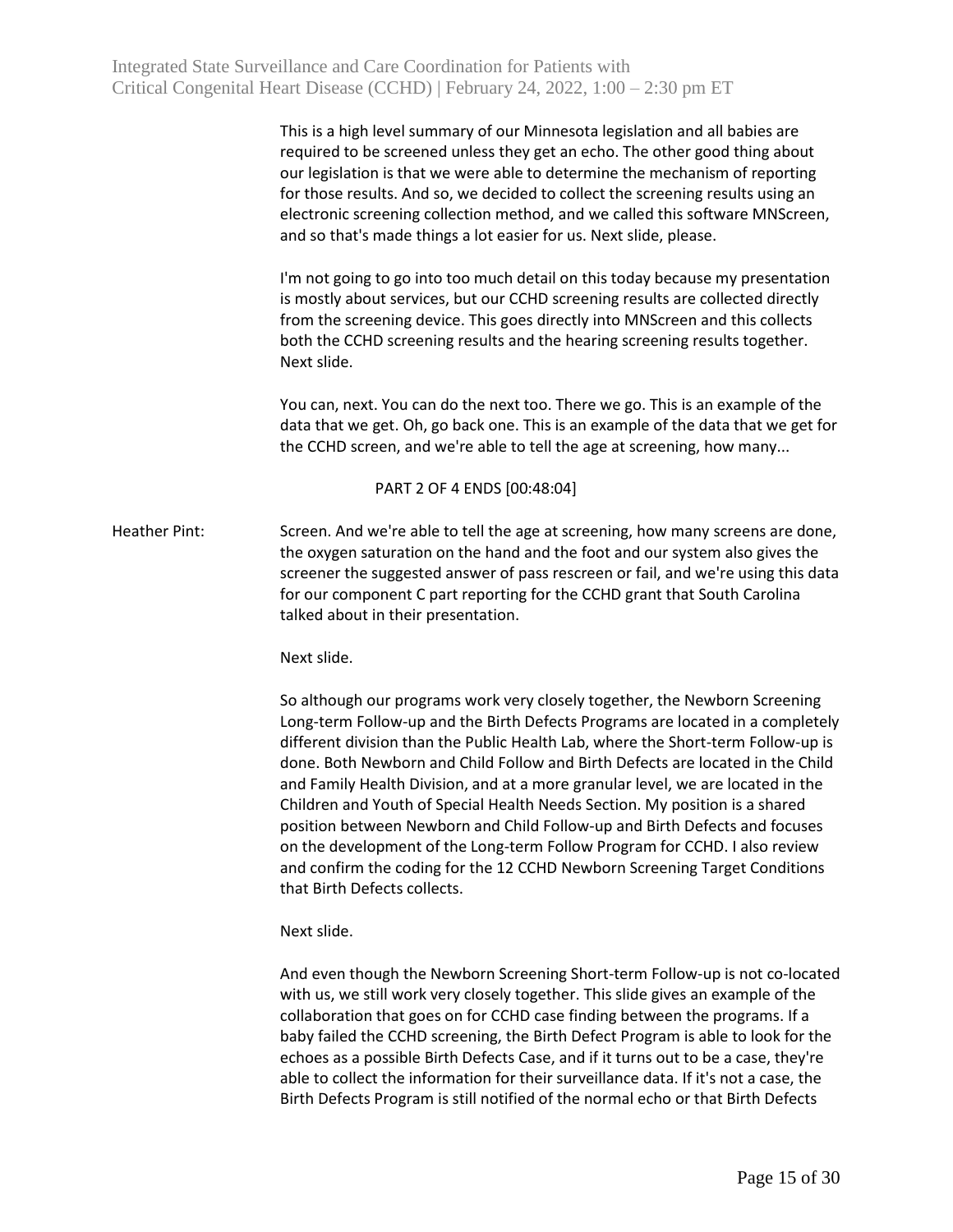This is a high level summary of our Minnesota legislation and all babies are required to be screened unless they get an echo. The other good thing about our legislation is that we were able to determine the mechanism of reporting for those results. And so, we decided to collect the screening results using an electronic screening collection method, and we called this software MNScreen, and so that's made things a lot easier for us. Next slide, please.

I'm not going to go into too much detail on this today because my presentation is mostly about services, but our CCHD screening results are collected directly from the screening device. This goes directly into MNScreen and this collects both the CCHD screening results and the hearing screening results together. Next slide.

You can, next. You can do the next too. There we go. This is an example of the data that we get. Oh, go back one. This is an example of the data that we get for the CCHD screen, and we're able to tell the age at screening, how many...

PART 2 OF 4 ENDS [00:48:04]

Heather Pint: Screen. And we're able to tell the age at screening, how many screens are done, the oxygen saturation on the hand and the foot and our system also gives the screener the suggested answer of pass rescreen or fail, and we're using this data for our component C part reporting for the CCHD grant that South Carolina talked about in their presentation.

Next slide.

So although our programs work very closely together, the Newborn Screening Long-term Follow-up and the Birth Defects Programs are located in a completely different division than the Public Health Lab, where the Short-term Follow-up is done. Both Newborn and Child Follow and Birth Defects are located in the Child and Family Health Division, and at a more granular level, we are located in the Children and Youth of Special Health Needs Section. My position is a shared position between Newborn and Child Follow-up and Birth Defects and focuses on the development of the Long-term Follow Program for CCHD. I also review and confirm the coding for the 12 CCHD Newborn Screening Target Conditions that Birth Defects collects.

Next slide.

And even though the Newborn Screening Short-term Follow-up is not co-located with us, we still work very closely together. This slide gives an example of the collaboration that goes on for CCHD case finding between the programs. If a baby failed the CCHD screening, the Birth Defect Program is able to look for the echoes as a possible Birth Defects Case, and if it turns out to be a case, they're able to collect the information for their surveillance data. If it's not a case, the Birth Defects Program is still notified of the normal echo or that Birth Defects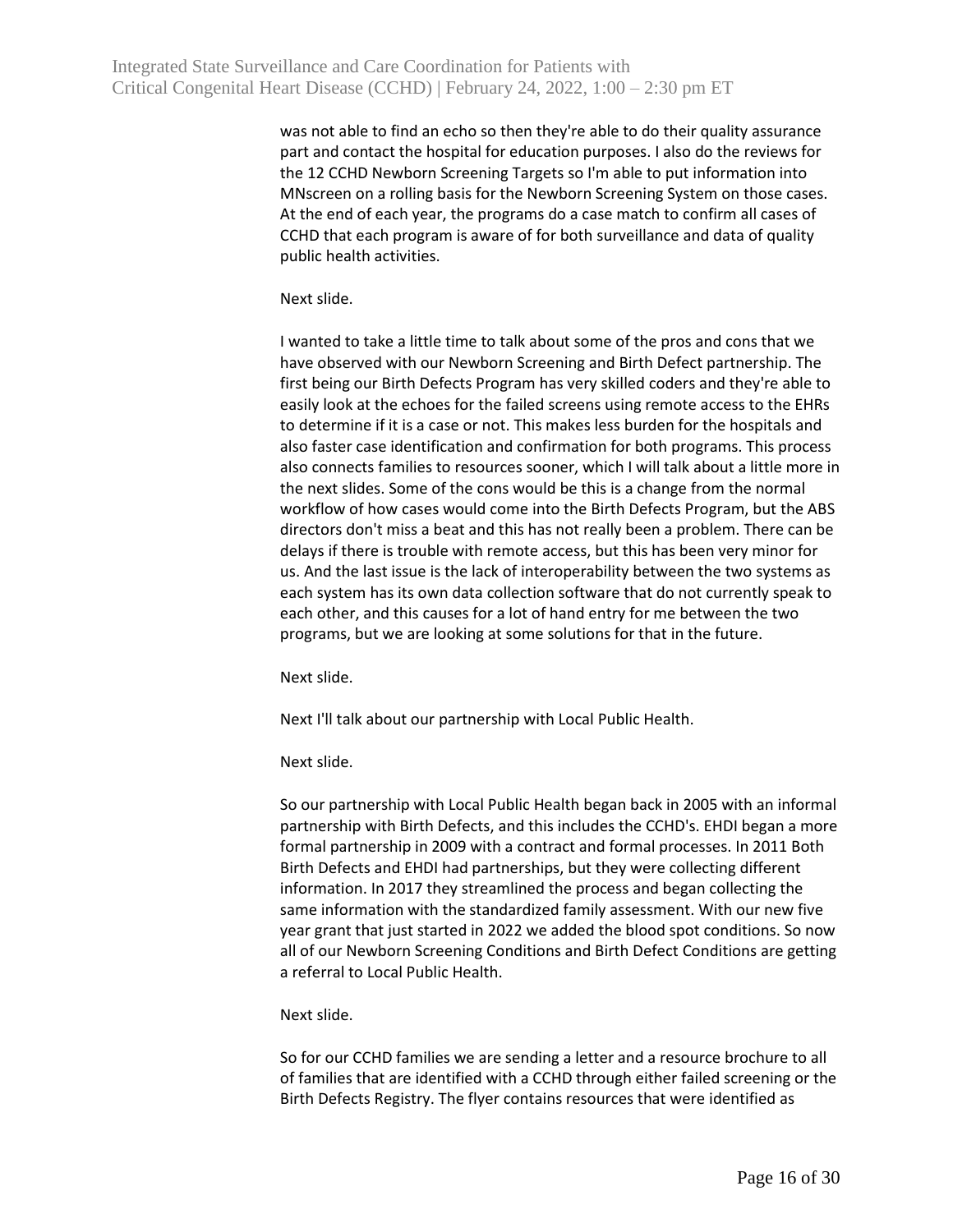was not able to find an echo so then they're able to do their quality assurance part and contact the hospital for education purposes. I also do the reviews for the 12 CCHD Newborn Screening Targets so I'm able to put information into MNscreen on a rolling basis for the Newborn Screening System on those cases. At the end of each year, the programs do a case match to confirm all cases of CCHD that each program is aware of for both surveillance and data of quality public health activities.

Next slide.

I wanted to take a little time to talk about some of the pros and cons that we have observed with our Newborn Screening and Birth Defect partnership. The first being our Birth Defects Program has very skilled coders and they're able to easily look at the echoes for the failed screens using remote access to the EHRs to determine if it is a case or not. This makes less burden for the hospitals and also faster case identification and confirmation for both programs. This process also connects families to resources sooner, which I will talk about a little more in the next slides. Some of the cons would be this is a change from the normal workflow of how cases would come into the Birth Defects Program, but the ABS directors don't miss a beat and this has not really been a problem. There can be delays if there is trouble with remote access, but this has been very minor for us. And the last issue is the lack of interoperability between the two systems as each system has its own data collection software that do not currently speak to each other, and this causes for a lot of hand entry for me between the two programs, but we are looking at some solutions for that in the future.

Next slide.

Next I'll talk about our partnership with Local Public Health.

Next slide.

So our partnership with Local Public Health began back in 2005 with an informal partnership with Birth Defects, and this includes the CCHD's. EHDI began a more formal partnership in 2009 with a contract and formal processes. In 2011 Both Birth Defects and EHDI had partnerships, but they were collecting different information. In 2017 they streamlined the process and began collecting the same information with the standardized family assessment. With our new five year grant that just started in 2022 we added the blood spot conditions. So now all of our Newborn Screening Conditions and Birth Defect Conditions are getting a referral to Local Public Health.

Next slide.

So for our CCHD families we are sending a letter and a resource brochure to all of families that are identified with a CCHD through either failed screening or the Birth Defects Registry. The flyer contains resources that were identified as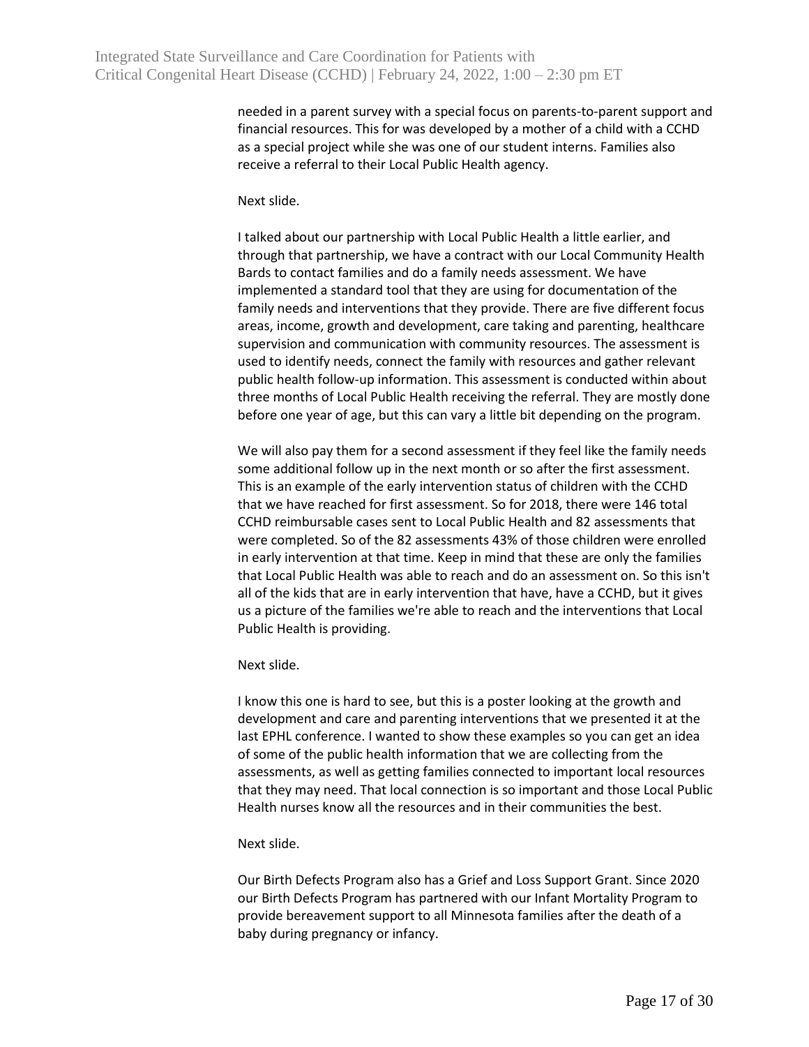needed in a parent survey with a special focus on parents-to-parent support and financial resources. This for was developed by a mother of a child with a CCHD as a special project while she was one of our student interns. Families also receive a referral to their Local Public Health agency.

Next slide.

I talked about our partnership with Local Public Health a little earlier, and through that partnership, we have a contract with our Local Community Health Bards to contact families and do a family needs assessment. We have implemented a standard tool that they are using for documentation of the family needs and interventions that they provide. There are five different focus areas, income, growth and development, care taking and parenting, healthcare supervision and communication with community resources. The assessment is used to identify needs, connect the family with resources and gather relevant public health follow-up information. This assessment is conducted within about three months of Local Public Health receiving the referral. They are mostly done before one year of age, but this can vary a little bit depending on the program.

We will also pay them for a second assessment if they feel like the family needs some additional follow up in the next month or so after the first assessment. This is an example of the early intervention status of children with the CCHD that we have reached for first assessment. So for 2018, there were 146 total CCHD reimbursable cases sent to Local Public Health and 82 assessments that were completed. So of the 82 assessments 43% of those children were enrolled in early intervention at that time. Keep in mind that these are only the families that Local Public Health was able to reach and do an assessment on. So this isn't all of the kids that are in early intervention that have, have a CCHD, but it gives us a picture of the families we're able to reach and the interventions that Local Public Health is providing.

Next slide.

I know this one is hard to see, but this is a poster looking at the growth and development and care and parenting interventions that we presented it at the last EPHL conference. I wanted to show these examples so you can get an idea of some of the public health information that we are collecting from the assessments, as well as getting families connected to important local resources that they may need. That local connection is so important and those Local Public Health nurses know all the resources and in their communities the best.

Next slide.

Our Birth Defects Program also has a Grief and Loss Support Grant. Since 2020 our Birth Defects Program has partnered with our Infant Mortality Program to provide bereavement support to all Minnesota families after the death of a baby during pregnancy or infancy.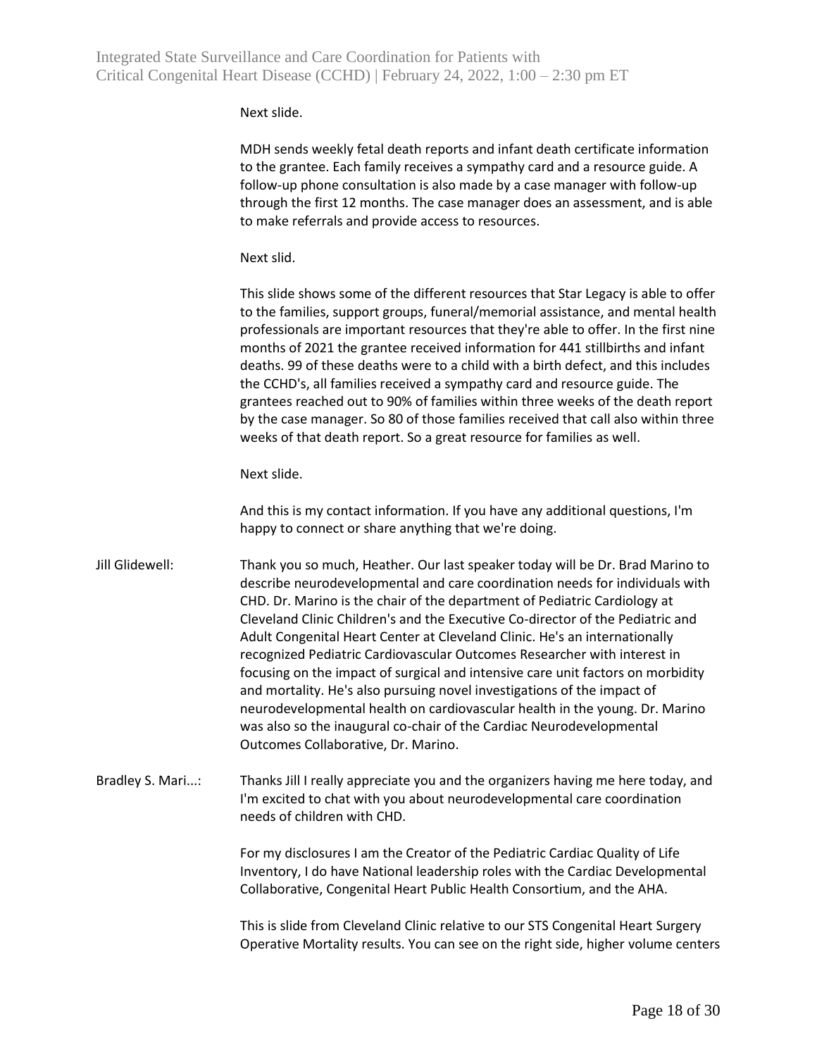Next slide.

MDH sends weekly fetal death reports and infant death certificate information to the grantee. Each family receives a sympathy card and a resource guide. A follow-up phone consultation is also made by a case manager with follow-up through the first 12 months. The case manager does an assessment, and is able to make referrals and provide access to resources.

Next slid.

This slide shows some of the different resources that Star Legacy is able to offer to the families, support groups, funeral/memorial assistance, and mental health professionals are important resources that they're able to offer. In the first nine months of 2021 the grantee received information for 441 stillbirths and infant deaths. 99 of these deaths were to a child with a birth defect, and this includes the CCHD's, all families received a sympathy card and resource guide. The grantees reached out to 90% of families within three weeks of the death report by the case manager. So 80 of those families received that call also within three weeks of that death report. So a great resource for families as well.

Next slide.

And this is my contact information. If you have any additional questions, I'm happy to connect or share anything that we're doing.

Jill Glidewell: Thank you so much, Heather. Our last speaker today will be Dr. Brad Marino to describe neurodevelopmental and care coordination needs for individuals with CHD. Dr. Marino is the chair of the department of Pediatric Cardiology at Cleveland Clinic Children's and the Executive Co-director of the Pediatric and Adult Congenital Heart Center at Cleveland Clinic. He's an internationally recognized Pediatric Cardiovascular Outcomes Researcher with interest in focusing on the impact of surgical and intensive care unit factors on morbidity and mortality. He's also pursuing novel investigations of the impact of neurodevelopmental health on cardiovascular health in the young. Dr. Marino was also so the inaugural co-chair of the Cardiac Neurodevelopmental Outcomes Collaborative, Dr. Marino.

Bradley S. Mari...: Thanks Jill I really appreciate you and the organizers having me here today, and I'm excited to chat with you about neurodevelopmental care coordination needs of children with CHD.

For my disclosures I am the Creator of the Pediatric Cardiac Quality of Life Inventory, I do have National leadership roles with the Cardiac Developmental Collaborative, Congenital Heart Public Health Consortium, and the AHA.

This is slide from Cleveland Clinic relative to our STS Congenital Heart Surgery Operative Mortality results. You can see on the right side, higher volume centers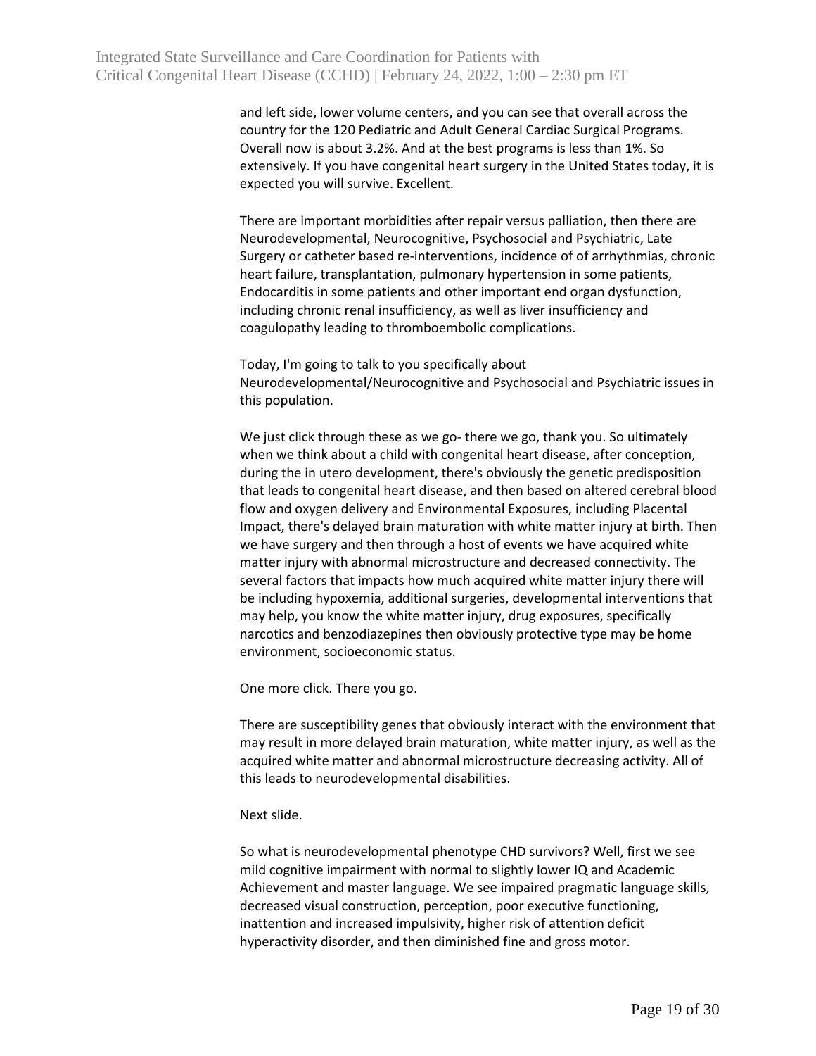and left side, lower volume centers, and you can see that overall across the country for the 120 Pediatric and Adult General Cardiac Surgical Programs. Overall now is about 3.2%. And at the best programs is less than 1%. So extensively. If you have congenital heart surgery in the United States today, it is expected you will survive. Excellent.

There are important morbidities after repair versus palliation, then there are Neurodevelopmental, Neurocognitive, Psychosocial and Psychiatric, Late Surgery or catheter based re-interventions, incidence of of arrhythmias, chronic heart failure, transplantation, pulmonary hypertension in some patients, Endocarditis in some patients and other important end organ dysfunction, including chronic renal insufficiency, as well as liver insufficiency and coagulopathy leading to thromboembolic complications.

Today, I'm going to talk to you specifically about Neurodevelopmental/Neurocognitive and Psychosocial and Psychiatric issues in this population.

We just click through these as we go- there we go, thank you. So ultimately when we think about a child with congenital heart disease, after conception, during the in utero development, there's obviously the genetic predisposition that leads to congenital heart disease, and then based on altered cerebral blood flow and oxygen delivery and Environmental Exposures, including Placental Impact, there's delayed brain maturation with white matter injury at birth. Then we have surgery and then through a host of events we have acquired white matter injury with abnormal microstructure and decreased connectivity. The several factors that impacts how much acquired white matter injury there will be including hypoxemia, additional surgeries, developmental interventions that may help, you know the white matter injury, drug exposures, specifically narcotics and benzodiazepines then obviously protective type may be home environment, socioeconomic status.

One more click. There you go.

There are susceptibility genes that obviously interact with the environment that may result in more delayed brain maturation, white matter injury, as well as the acquired white matter and abnormal microstructure decreasing activity. All of this leads to neurodevelopmental disabilities.

Next slide.

So what is neurodevelopmental phenotype CHD survivors? Well, first we see mild cognitive impairment with normal to slightly lower IQ and Academic Achievement and master language. We see impaired pragmatic language skills, decreased visual construction, perception, poor executive functioning, inattention and increased impulsivity, higher risk of attention deficit hyperactivity disorder, and then diminished fine and gross motor.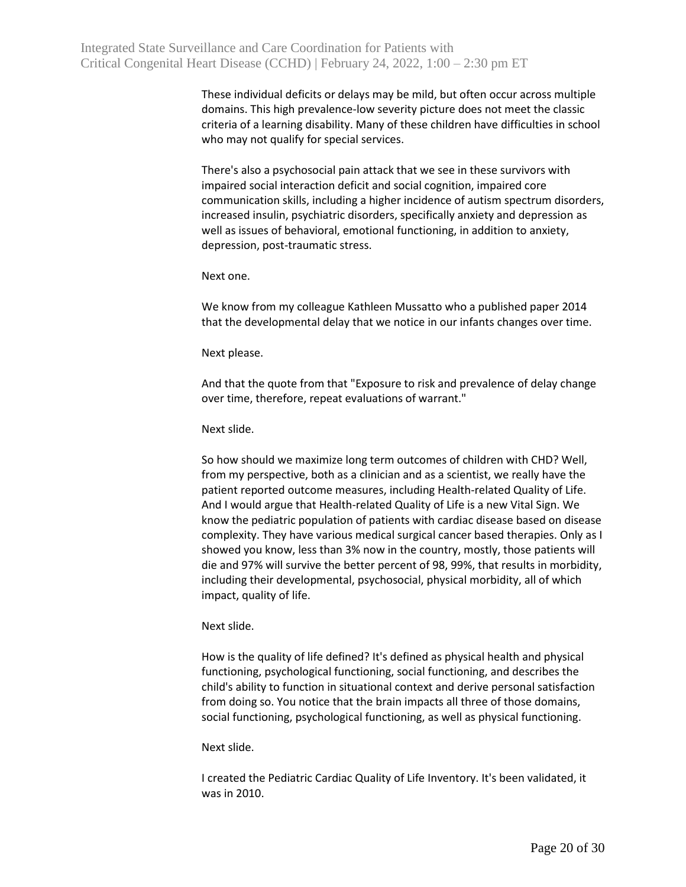These individual deficits or delays may be mild, but often occur across multiple domains. This high prevalence-low severity picture does not meet the classic criteria of a learning disability. Many of these children have difficulties in school who may not qualify for special services.

There's also a psychosocial pain attack that we see in these survivors with impaired social interaction deficit and social cognition, impaired core communication skills, including a higher incidence of autism spectrum disorders, increased insulin, psychiatric disorders, specifically anxiety and depression as well as issues of behavioral, emotional functioning, in addition to anxiety, depression, post-traumatic stress.

Next one.

We know from my colleague Kathleen Mussatto who a published paper 2014 that the developmental delay that we notice in our infants changes over time.

Next please.

And that the quote from that "Exposure to risk and prevalence of delay change over time, therefore, repeat evaluations of warrant."

Next slide.

So how should we maximize long term outcomes of children with CHD? Well, from my perspective, both as a clinician and as a scientist, we really have the patient reported outcome measures, including Health-related Quality of Life. And I would argue that Health-related Quality of Life is a new Vital Sign. We know the pediatric population of patients with cardiac disease based on disease complexity. They have various medical surgical cancer based therapies. Only as I showed you know, less than 3% now in the country, mostly, those patients will die and 97% will survive the better percent of 98, 99%, that results in morbidity, including their developmental, psychosocial, physical morbidity, all of which impact, quality of life.

Next slide.

How is the quality of life defined? It's defined as physical health and physical functioning, psychological functioning, social functioning, and describes the child's ability to function in situational context and derive personal satisfaction from doing so. You notice that the brain impacts all three of those domains, social functioning, psychological functioning, as well as physical functioning.

Next slide.

I created the Pediatric Cardiac Quality of Life Inventory. It's been validated, it was in 2010.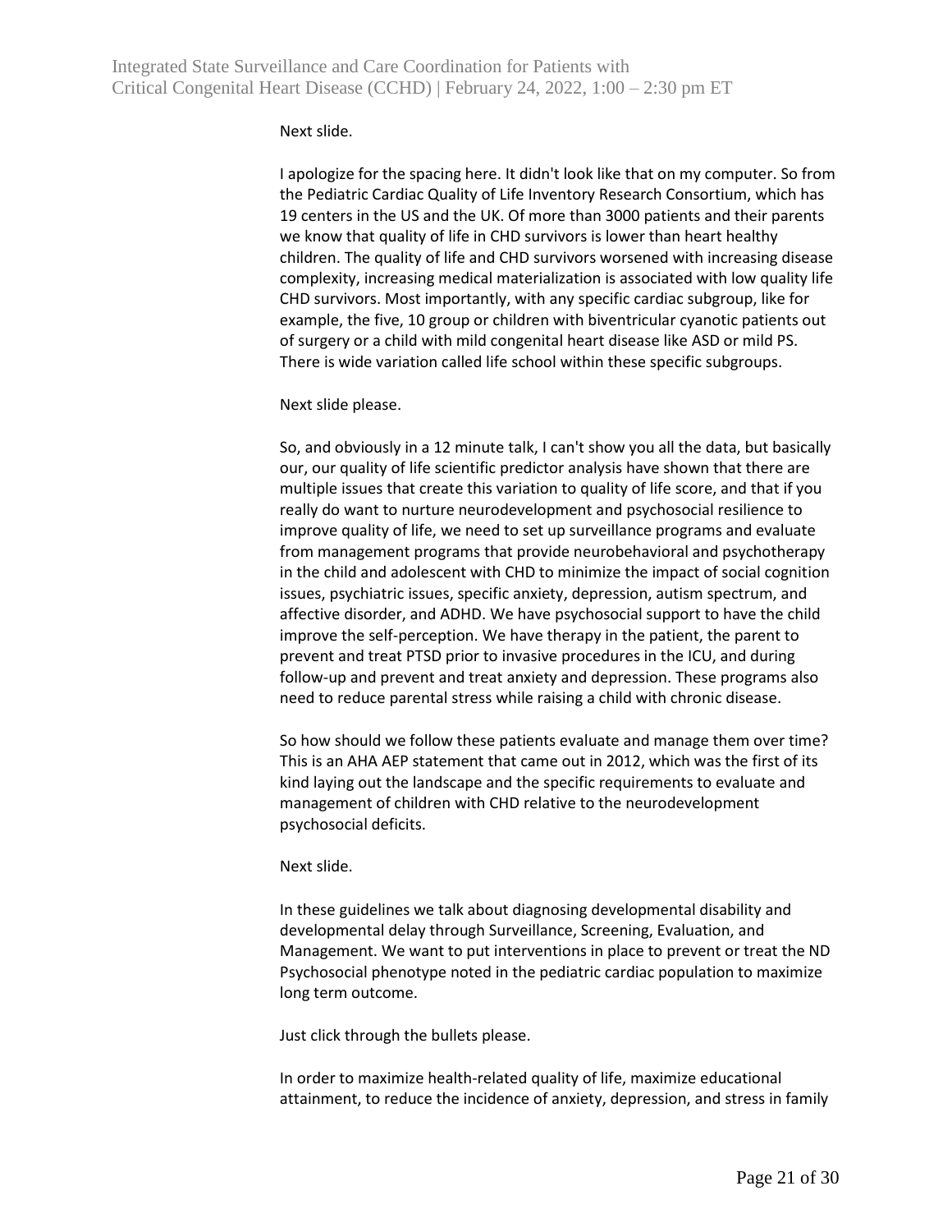Next slide.

I apologize for the spacing here. It didn't look like that on my computer. So from the Pediatric Cardiac Quality of Life Inventory Research Consortium, which has 19 centers in the US and the UK. Of more than 3000 patients and their parents we know that quality of life in CHD survivors is lower than heart healthy children. The quality of life and CHD survivors worsened with increasing disease complexity, increasing medical materialization is associated with low quality life CHD survivors. Most importantly, with any specific cardiac subgroup, like for example, the five, 10 group or children with biventricular cyanotic patients out of surgery or a child with mild congenital heart disease like ASD or mild PS. There is wide variation called life school within these specific subgroups.

Next slide please.

So, and obviously in a 12 minute talk, I can't show you all the data, but basically our, our quality of life scientific predictor analysis have shown that there are multiple issues that create this variation to quality of life score, and that if you really do want to nurture neurodevelopment and psychosocial resilience to improve quality of life, we need to set up surveillance programs and evaluate from management programs that provide neurobehavioral and psychotherapy in the child and adolescent with CHD to minimize the impact of social cognition issues, psychiatric issues, specific anxiety, depression, autism spectrum, and affective disorder, and ADHD. We have psychosocial support to have the child improve the self-perception. We have therapy in the patient, the parent to prevent and treat PTSD prior to invasive procedures in the ICU, and during follow-up and prevent and treat anxiety and depression. These programs also need to reduce parental stress while raising a child with chronic disease.

So how should we follow these patients evaluate and manage them over time? This is an AHA AEP statement that came out in 2012, which was the first of its kind laying out the landscape and the specific requirements to evaluate and management of children with CHD relative to the neurodevelopment psychosocial deficits.

Next slide.

In these guidelines we talk about diagnosing developmental disability and developmental delay through Surveillance, Screening, Evaluation, and Management. We want to put interventions in place to prevent or treat the ND Psychosocial phenotype noted in the pediatric cardiac population to maximize long term outcome.

Just click through the bullets please.

In order to maximize health-related quality of life, maximize educational attainment, to reduce the incidence of anxiety, depression, and stress in family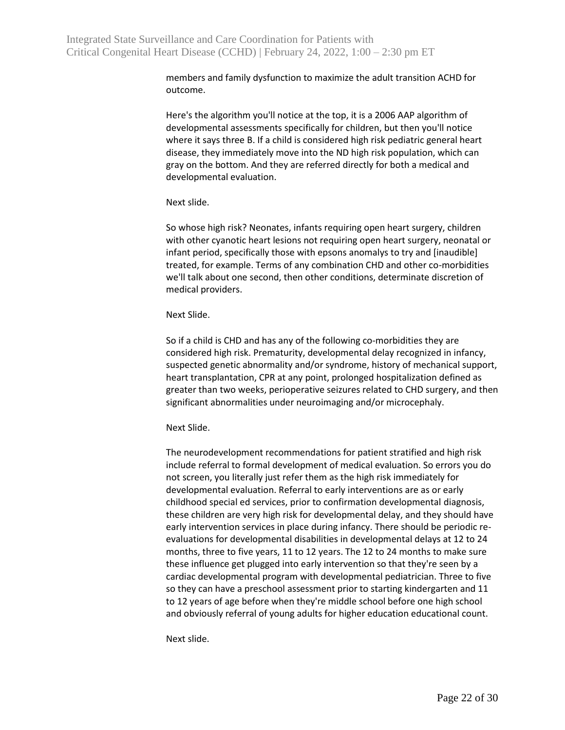members and family dysfunction to maximize the adult transition ACHD for outcome.

Here's the algorithm you'll notice at the top, it is a 2006 AAP algorithm of developmental assessments specifically for children, but then you'll notice where it says three B. If a child is considered high risk pediatric general heart disease, they immediately move into the ND high risk population, which can gray on the bottom. And they are referred directly for both a medical and developmental evaluation.

Next slide.

So whose high risk? Neonates, infants requiring open heart surgery, children with other cyanotic heart lesions not requiring open heart surgery, neonatal or infant period, specifically those with epsons anomalys to try and [inaudible] treated, for example. Terms of any combination CHD and other co-morbidities we'll talk about one second, then other conditions, determinate discretion of medical providers.

Next Slide.

So if a child is CHD and has any of the following co-morbidities they are considered high risk. Prematurity, developmental delay recognized in infancy, suspected genetic abnormality and/or syndrome, history of mechanical support, heart transplantation, CPR at any point, prolonged hospitalization defined as greater than two weeks, perioperative seizures related to CHD surgery, and then significant abnormalities under neuroimaging and/or microcephaly.

Next Slide.

The neurodevelopment recommendations for patient stratified and high risk include referral to formal development of medical evaluation. So errors you do not screen, you literally just refer them as the high risk immediately for developmental evaluation. Referral to early interventions are as or early childhood special ed services, prior to confirmation developmental diagnosis, these children are very high risk for developmental delay, and they should have early intervention services in place during infancy. There should be periodic re-evaluations for developmental disabilities in developmental delays at 12 to 24 months, three to five years, 11 to 12 years. The 12 to 24 months to make sure these influence get plugged into early intervention so that they're seen by a cardiac developmental program with developmental pediatrician. Three to five so they can have a preschool assessment prior to starting kindergarten and 11 to 12 years of age before when they're middle school before one high school and obviously referral of young adults for higher education educational count.

Next slide.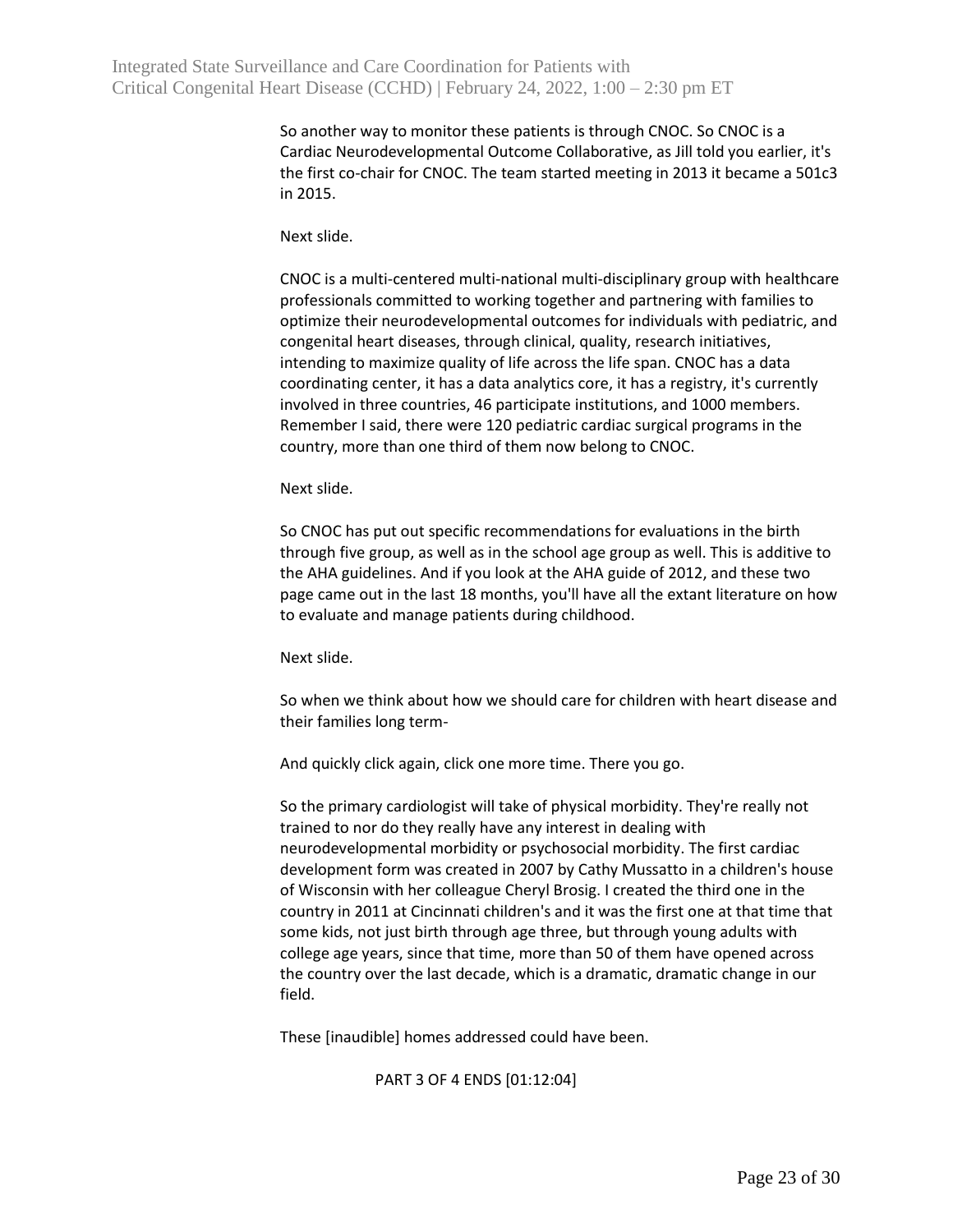So another way to monitor these patients is through CNOC. So CNOC is a Cardiac Neurodevelopmental Outcome Collaborative, as Jill told you earlier, it's the first co-chair for CNOC. The team started meeting in 2013 it became a 501c3 in 2015.

Next slide.

CNOC is a multi-centered multi-national multi-disciplinary group with healthcare professionals committed to working together and partnering with families to optimize their neurodevelopmental outcomes for individuals with pediatric, and congenital heart diseases, through clinical, quality, research initiatives, intending to maximize quality of life across the life span. CNOC has a data coordinating center, it has a data analytics core, it has a registry, it's currently involved in three countries, 46 participate institutions, and 1000 members. Remember I said, there were 120 pediatric cardiac surgical programs in the country, more than one third of them now belong to CNOC.

Next slide.

So CNOC has put out specific recommendations for evaluations in the birth through five group, as well as in the school age group as well. This is additive to the AHA guidelines. And if you look at the AHA guide of 2012, and these two page came out in the last 18 months, you'll have all the extant literature on how to evaluate and manage patients during childhood.

Next slide.

So when we think about how we should care for children with heart disease and their families long term-

And quickly click again, click one more time. There you go.

So the primary cardiologist will take of physical morbidity. They're really not trained to nor do they really have any interest in dealing with neurodevelopmental morbidity or psychosocial morbidity. The first cardiac development form was created in 2007 by Cathy Mussatto in a children's house of Wisconsin with her colleague Cheryl Brosig. I created the third one in the country in 2011 at Cincinnati children's and it was the first one at that time that some kids, not just birth through age three, but through young adults with college age years, since that time, more than 50 of them have opened across the country over the last decade, which is a dramatic, dramatic change in our field.

These [inaudible] homes addressed could have been.

PART 3 OF 4 ENDS [01:12:04]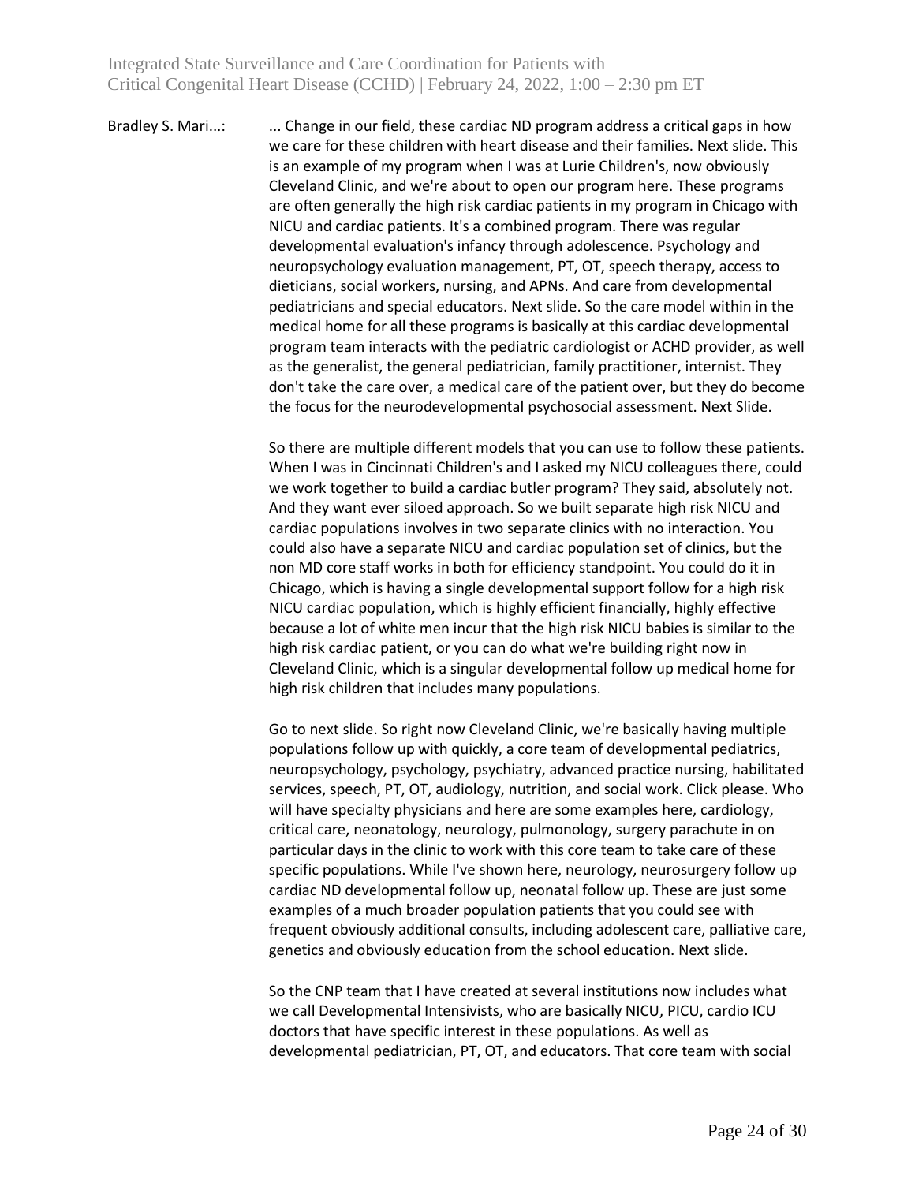Bradley S. Mari...: ... Change in our field, these cardiac ND program address a critical gaps in how we care for these children with heart disease and their families. Next slide. This is an example of my program when I was at Lurie Children's, now obviously Cleveland Clinic, and we're about to open our program here. These programs are often generally the high risk cardiac patients in my program in Chicago with NICU and cardiac patients. It's a combined program. There was regular developmental evaluation's infancy through adolescence. Psychology and neuropsychology evaluation management, PT, OT, speech therapy, access to dieticians, social workers, nursing, and APNs. And care from developmental pediatricians and special educators. Next slide. So the care model within in the medical home for all these programs is basically at this cardiac developmental program team interacts with the pediatric cardiologist or ACHD provider, as well as the generalist, the general pediatrician, family practitioner, internist. They don't take the care over, a medical care of the patient over, but they do become the focus for the neurodevelopmental psychosocial assessment. Next Slide.

So there are multiple different models that you can use to follow these patients. When I was in Cincinnati Children's and I asked my NICU colleagues there, could we work together to build a cardiac butler program? They said, absolutely not. And they want ever siloed approach. So we built separate high risk NICU and cardiac populations involves in two separate clinics with no interaction. You could also have a separate NICU and cardiac population set of clinics, but the non MD core staff works in both for efficiency standpoint. You could do it in Chicago, which is having a single developmental support follow for a high risk NICU cardiac population, which is highly efficient financially, highly effective because a lot of white men incur that the high risk NICU babies is similar to the high risk cardiac patient, or you can do what we're building right now in Cleveland Clinic, which is a singular developmental follow up medical home for high risk children that includes many populations.

Go to next slide. So right now Cleveland Clinic, we're basically having multiple populations follow up with quickly, a core team of developmental pediatrics, neuropsychology, psychology, psychiatry, advanced practice nursing, habilitated services, speech, PT, OT, audiology, nutrition, and social work. Click please. Who will have specialty physicians and here are some examples here, cardiology, critical care, neonatology, neurology, pulmonology, surgery parachute in on particular days in the clinic to work with this core team to take care of these specific populations. While I've shown here, neurology, neurosurgery follow up cardiac ND developmental follow up, neonatal follow up. These are just some examples of a much broader population patients that you could see with frequent obviously additional consults, including adolescent care, palliative care, genetics and obviously education from the school education. Next slide.

So the CNP team that I have created at several institutions now includes what we call Developmental Intensivists, who are basically NICU, PICU, cardio ICU doctors that have specific interest in these populations. As well as developmental pediatrician, PT, OT, and educators. That core team with social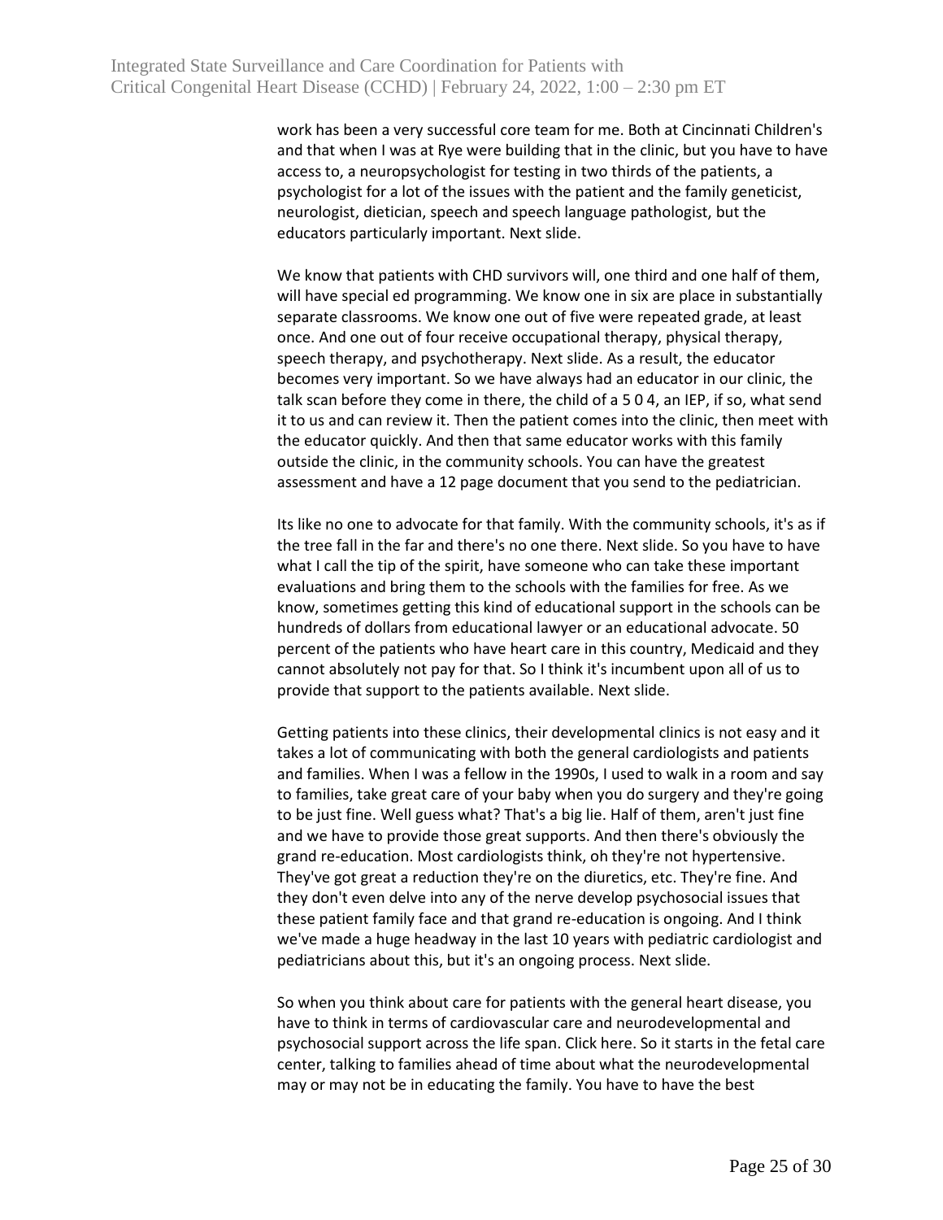work has been a very successful core team for me. Both at Cincinnati Children's and that when I was at Rye were building that in the clinic, but you have to have access to, a neuropsychologist for testing in two thirds of the patients, a psychologist for a lot of the issues with the patient and the family geneticist, neurologist, dietician, speech and speech language pathologist, but the educators particularly important. Next slide.

We know that patients with CHD survivors will, one third and one half of them, will have special ed programming. We know one in six are place in substantially separate classrooms. We know one out of five were repeated grade, at least once. And one out of four receive occupational therapy, physical therapy, speech therapy, and psychotherapy. Next slide. As a result, the educator becomes very important. So we have always had an educator in our clinic, the talk scan before they come in there, the child of a 5 0 4, an IEP, if so, what send it to us and can review it. Then the patient comes into the clinic, then meet with the educator quickly. And then that same educator works with this family outside the clinic, in the community schools. You can have the greatest assessment and have a 12 page document that you send to the pediatrician.

Its like no one to advocate for that family. With the community schools, it's as if the tree fall in the far and there's no one there. Next slide. So you have to have what I call the tip of the spirit, have someone who can take these important evaluations and bring them to the schools with the families for free. As we know, sometimes getting this kind of educational support in the schools can be hundreds of dollars from educational lawyer or an educational advocate. 50 percent of the patients who have heart care in this country, Medicaid and they cannot absolutely not pay for that. So I think it's incumbent upon all of us to provide that support to the patients available. Next slide.

Getting patients into these clinics, their developmental clinics is not easy and it takes a lot of communicating with both the general cardiologists and patients and families. When I was a fellow in the 1990s, I used to walk in a room and say to families, take great care of your baby when you do surgery and they're going to be just fine. Well guess what? That's a big lie. Half of them, aren't just fine and we have to provide those great supports. And then there's obviously the grand re-education. Most cardiologists think, oh they're not hypertensive. They've got great a reduction they're on the diuretics, etc. They're fine. And they don't even delve into any of the nerve develop psychosocial issues that these patient family face and that grand re-education is ongoing. And I think we've made a huge headway in the last 10 years with pediatric cardiologist and pediatricians about this, but it's an ongoing process. Next slide.

So when you think about care for patients with the general heart disease, you have to think in terms of cardiovascular care and neurodevelopmental and psychosocial support across the life span. Click here. So it starts in the fetal care center, talking to families ahead of time about what the neurodevelopmental may or may not be in educating the family. You have to have the best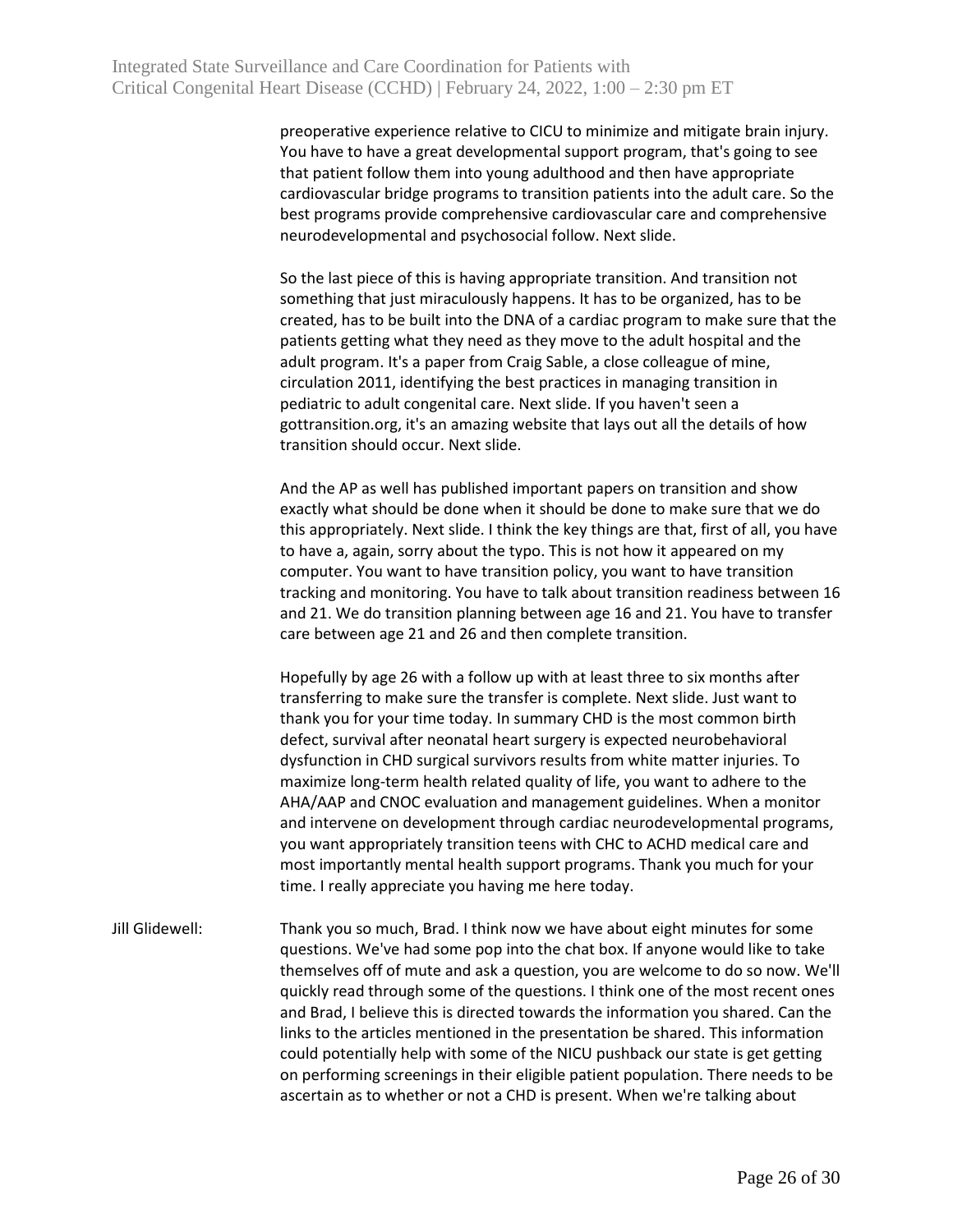preoperative experience relative to CICU to minimize and mitigate brain injury. You have to have a great developmental support program, that's going to see that patient follow them into young adulthood and then have appropriate cardiovascular bridge programs to transition patients into the adult care. So the best programs provide comprehensive cardiovascular care and comprehensive neurodevelopmental and psychosocial follow. Next slide.

So the last piece of this is having appropriate transition. And transition not something that just miraculously happens. It has to be organized, has to be created, has to be built into the DNA of a cardiac program to make sure that the patients getting what they need as they move to the adult hospital and the adult program. It's a paper from Craig Sable, a close colleague of mine, circulation 2011, identifying the best practices in managing transition in pediatric to adult congenital care. Next slide. If you haven't seen a gottransition.org, it's an amazing website that lays out all the details of how transition should occur. Next slide.

And the AP as well has published important papers on transition and show exactly what should be done when it should be done to make sure that we do this appropriately. Next slide. I think the key things are that, first of all, you have to have a, again, sorry about the typo. This is not how it appeared on my computer. You want to have transition policy, you want to have transition tracking and monitoring. You have to talk about transition readiness between 16 and 21. We do transition planning between age 16 and 21. You have to transfer care between age 21 and 26 and then complete transition.

Hopefully by age 26 with a follow up with at least three to six months after transferring to make sure the transfer is complete. Next slide. Just want to thank you for your time today. In summary CHD is the most common birth defect, survival after neonatal heart surgery is expected neurobehavioral dysfunction in CHD surgical survivors results from white matter injuries. To maximize long-term health related quality of life, you want to adhere to the AHA/AAP and CNOC evaluation and management guidelines. When a monitor and intervene on development through cardiac neurodevelopmental programs, you want appropriately transition teens with CHC to ACHD medical care and most importantly mental health support programs. Thank you much for your time. I really appreciate you having me here today.

Jill Glidewell: Thank you so much, Brad. I think now we have about eight minutes for some questions. We've had some pop into the chat box. If anyone would like to take themselves off of mute and ask a question, you are welcome to do so now. We'll quickly read through some of the questions. I think one of the most recent ones and Brad, I believe this is directed towards the information you shared. Can the links to the articles mentioned in the presentation be shared. This information could potentially help with some of the NICU pushback our state is get getting on performing screenings in their eligible patient population. There needs to be ascertain as to whether or not a CHD is present. When we're talking about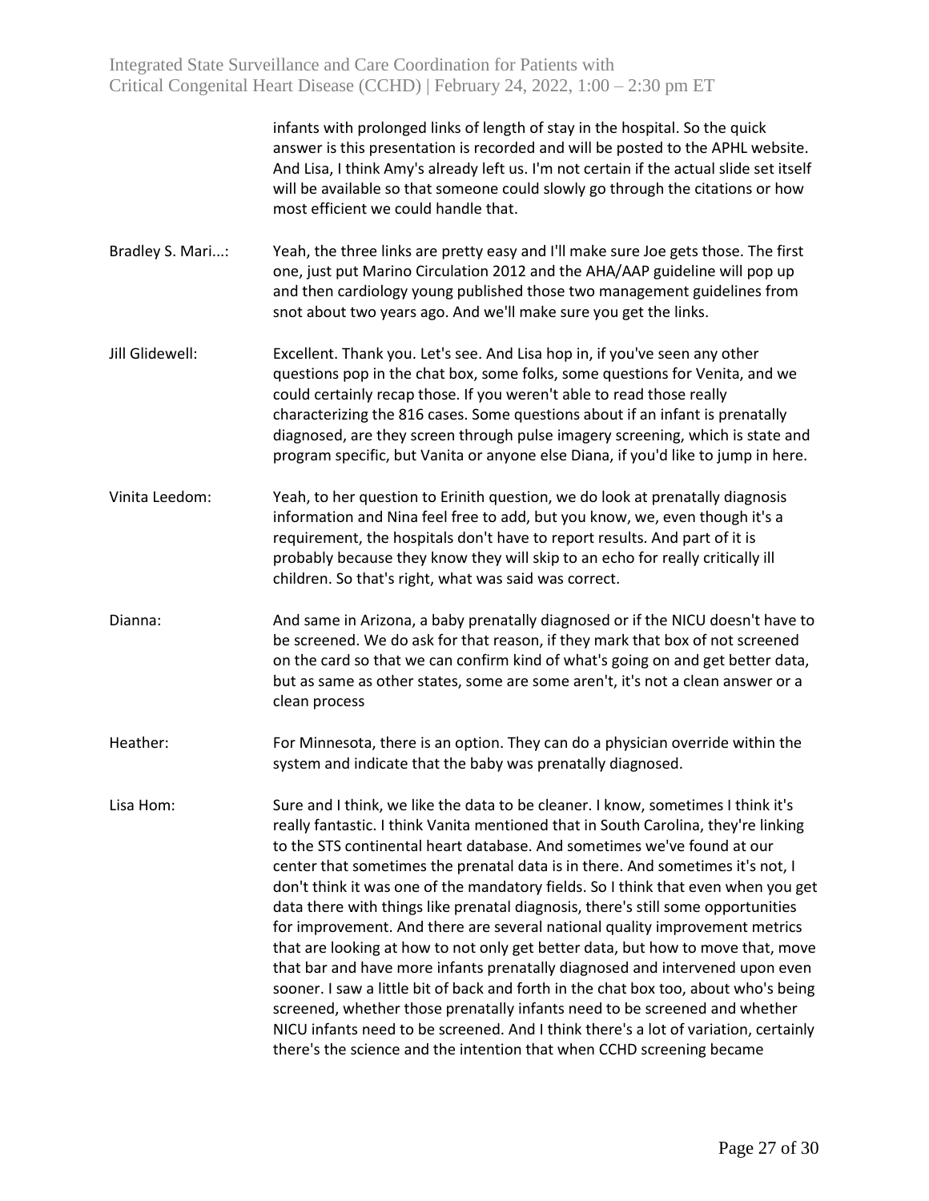infants with prolonged links of length of stay in the hospital. So the quick answer is this presentation is recorded and will be posted to the APHL website. And Lisa, I think Amy's already left us. I'm not certain if the actual slide set itself will be available so that someone could slowly go through the citations or how most efficient we could handle that.

**Bradley S. Mari...:** Yeah, the three links are pretty easy and I'll make sure Joe gets those. The first one, just put Marino Circulation 2012 and the AHA/AAP guideline will pop up and then cardiology young published those two management guidelines from snot about two years ago. And we'll make sure you get the links.

**Jill Glidewell:** Excellent. Thank you. Let's see. And Lisa hop in, if you've seen any other questions pop in the chat box, some folks, some questions for Venita, and we could certainly recap those. If you weren't able to read those really characterizing the 816 cases. Some questions about if an infant is prenatally diagnosed, are they screen through pulse imagery screening, which is state and program specific, but Vanita or anyone else Diana, if you'd like to jump in here.

**Vinita Leedom:** Yeah, to her question to Erinith question, we do look at prenatally diagnosis information and Nina feel free to add, but you know, we, even though it's a requirement, the hospitals don't have to report results. And part of it is probably because they know they will skip to an echo for really critically ill children. So that's right, what was said was correct.

**Dianna:** And same in Arizona, a baby prenatally diagnosed or if the NICU doesn't have to be screened. We do ask for that reason, if they mark that box of not screened on the card so that we can confirm kind of what's going on and get better data, but as same as other states, some are some aren't, it's not a clean answer or a clean process

**Heather:** For Minnesota, there is an option. They can do a physician override within the system and indicate that the baby was prenatally diagnosed.

**Lisa Hom:** Sure and I think, we like the data to be cleaner. I know, sometimes I think it's really fantastic. I think Vanita mentioned that in South Carolina, they're linking to the STS continental heart database. And sometimes we've found at our center that sometimes the prenatal data is in there. And sometimes it's not, I don't think it was one of the mandatory fields. So I think that even when you get data there with things like prenatal diagnosis, there's still some opportunities for improvement. And there are several national quality improvement metrics that are looking at how to not only get better data, but how to move that, move that bar and have more infants prenatally diagnosed and intervened upon even sooner. I saw a little bit of back and forth in the chat box too, about who's being screened, whether those prenatally infants need to be screened and whether NICU infants need to be screened. And I think there's a lot of variation, certainly there's the science and the intention that when CCHD screening became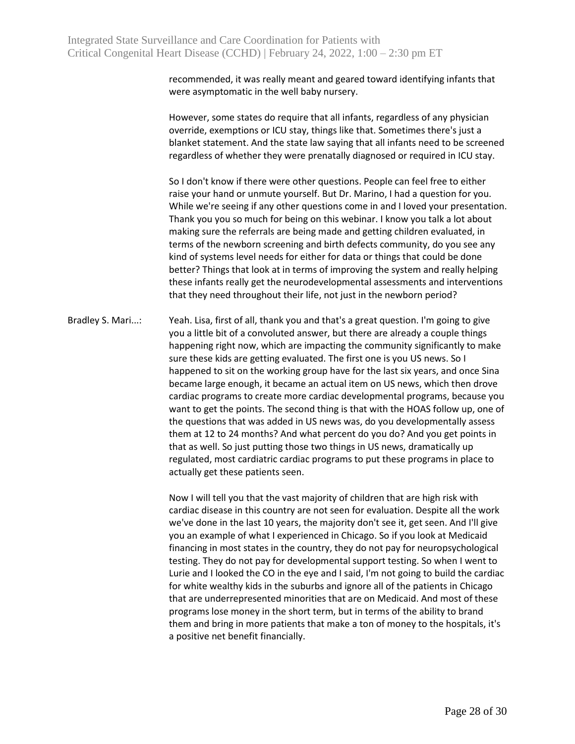recommended, it was really meant and geared toward identifying infants that were asymptomatic in the well baby nursery.

However, some states do require that all infants, regardless of any physician override, exemptions or ICU stay, things like that. Sometimes there's just a blanket statement. And the state law saying that all infants need to be screened regardless of whether they were prenatally diagnosed or required in ICU stay.

So I don't know if there were other questions. People can feel free to either raise your hand or unmute yourself. But Dr. Marino, I had a question for you. While we're seeing if any other questions come in and I loved your presentation. Thank you you so much for being on this webinar. I know you talk a lot about making sure the referrals are being made and getting children evaluated, in terms of the newborn screening and birth defects community, do you see any kind of systems level needs for either for data or things that could be done better? Things that look at in terms of improving the system and really helping these infants really get the neurodevelopmental assessments and interventions that they need throughout their life, not just in the newborn period?

Bradley S. Mari...: Yeah. Lisa, first of all, thank you and that's a great question. I'm going to give you a little bit of a convoluted answer, but there are already a couple things happening right now, which are impacting the community significantly to make sure these kids are getting evaluated. The first one is you US news. So I happened to sit on the working group have for the last six years, and once Sina became large enough, it became an actual item on US news, which then drove cardiac programs to create more cardiac developmental programs, because you want to get the points. The second thing is that with the HOAS follow up, one of the questions that was added in US news was, do you developmentally assess them at 12 to 24 months? And what percent do you do? And you get points in that as well. So just putting those two things in US news, dramatically up regulated, most cardiatric cardiac programs to put these programs in place to actually get these patients seen.

Now I will tell you that the vast majority of children that are high risk with cardiac disease in this country are not seen for evaluation. Despite all the work we've done in the last 10 years, the majority don't see it, get seen. And I'll give you an example of what I experienced in Chicago. So if you look at Medicaid financing in most states in the country, they do not pay for neuropsychological testing. They do not pay for developmental support testing. So when I went to Lurie and I looked the CO in the eye and I said, I'm not going to build the cardiac for white wealthy kids in the suburbs and ignore all of the patients in Chicago that are underrepresented minorities that are on Medicaid. And most of these programs lose money in the short term, but in terms of the ability to brand them and bring in more patients that make a ton of money to the hospitals, it's a positive net benefit financially.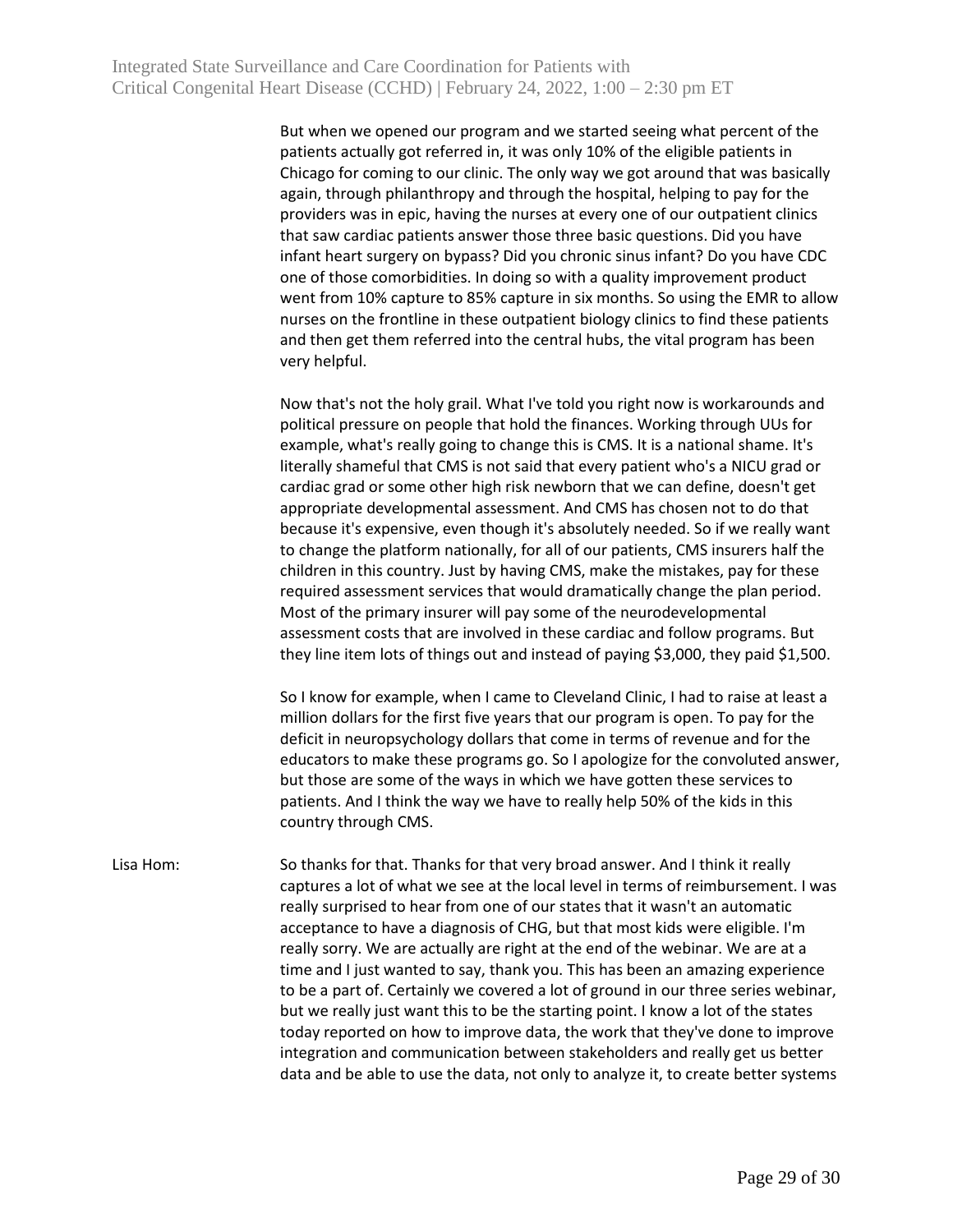But when we opened our program and we started seeing what percent of the patients actually got referred in, it was only 10% of the eligible patients in Chicago for coming to our clinic. The only way we got around that was basically again, through philanthropy and through the hospital, helping to pay for the providers was in epic, having the nurses at every one of our outpatient clinics that saw cardiac patients answer those three basic questions. Did you have infant heart surgery on bypass? Did you chronic sinus infant? Do you have CDC one of those comorbidities. In doing so with a quality improvement product went from 10% capture to 85% capture in six months. So using the EMR to allow nurses on the frontline in these outpatient biology clinics to find these patients and then get them referred into the central hubs, the vital program has been very helpful.

Now that's not the holy grail. What I've told you right now is workarounds and political pressure on people that hold the finances. Working through UUs for example, what's really going to change this is CMS. It is a national shame. It's literally shameful that CMS is not said that every patient who's a NICU grad or cardiac grad or some other high risk newborn that we can define, doesn't get appropriate developmental assessment. And CMS has chosen not to do that because it's expensive, even though it's absolutely needed. So if we really want to change the platform nationally, for all of our patients, CMS insurers half the children in this country. Just by having CMS, make the mistakes, pay for these required assessment services that would dramatically change the plan period. Most of the primary insurer will pay some of the neurodevelopmental assessment costs that are involved in these cardiac and follow programs. But they line item lots of things out and instead of paying $3,000, they paid $1,500.

So I know for example, when I came to Cleveland Clinic, I had to raise at least a million dollars for the first five years that our program is open. To pay for the deficit in neuropsychology dollars that come in terms of revenue and for the educators to make these programs go. So I apologize for the convoluted answer, but those are some of the ways in which we have gotten these services to patients. And I think the way we have to really help 50% of the kids in this country through CMS.

Lisa Hom: So thanks for that. Thanks for that very broad answer. And I think it really captures a lot of what we see at the local level in terms of reimbursement. I was really surprised to hear from one of our states that it wasn't an automatic acceptance to have a diagnosis of CHG, but that most kids were eligible. I'm really sorry. We are actually are right at the end of the webinar. We are at a time and I just wanted to say, thank you. This has been an amazing experience to be a part of. Certainly we covered a lot of ground in our three series webinar, but we really just want this to be the starting point. I know a lot of the states today reported on how to improve data, the work that they've done to improve integration and communication between stakeholders and really get us better data and be able to use the data, not only to analyze it, to create better systems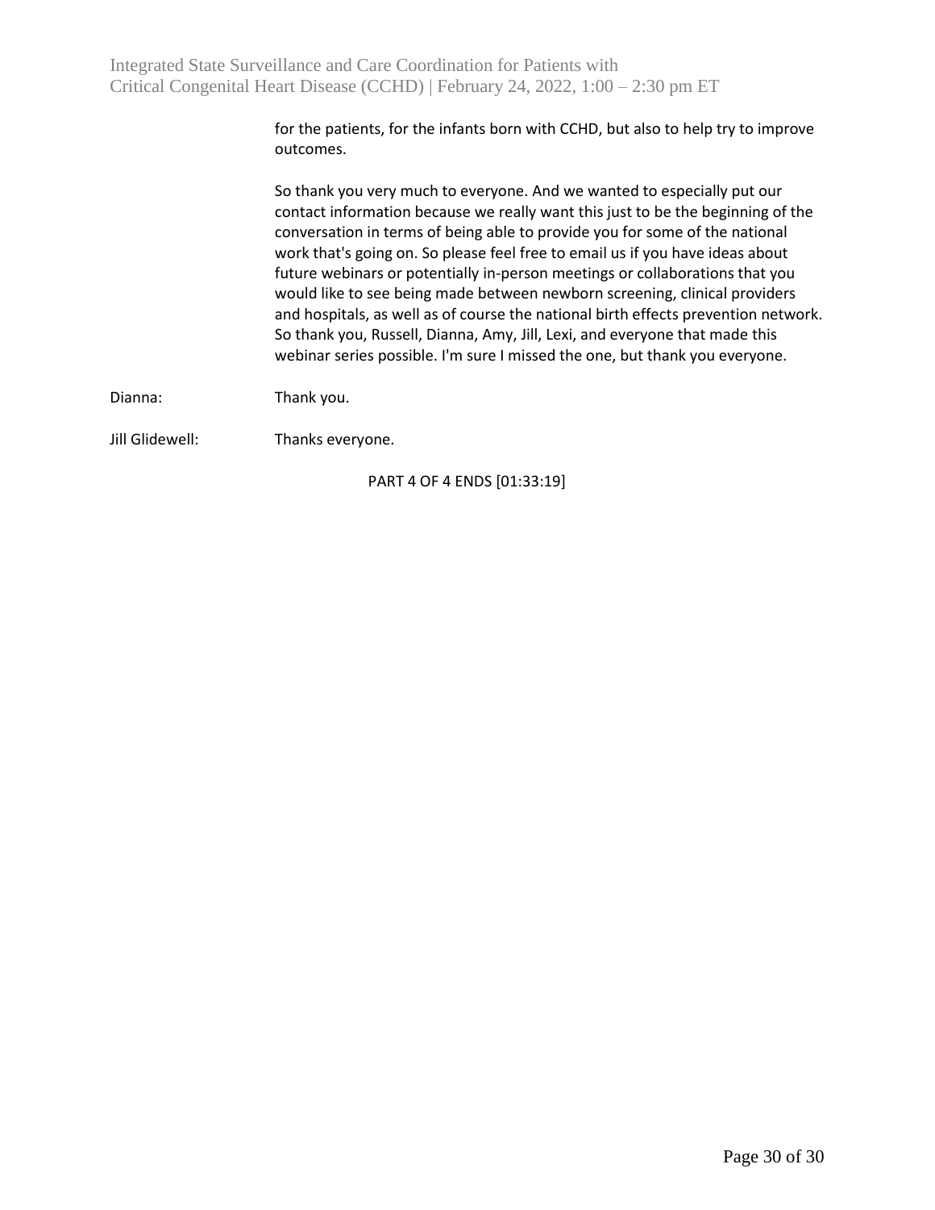for the patients, for the infants born with CCHD, but also to help try to improve outcomes.

So thank you very much to everyone. And we wanted to especially put our contact information because we really want this just to be the beginning of the conversation in terms of being able to provide you for some of the national work that's going on. So please feel free to email us if you have ideas about future webinars or potentially in-person meetings or collaborations that you would like to see being made between newborn screening, clinical providers and hospitals, as well as of course the national birth effects prevention network. So thank you, Russell, Dianna, Amy, Jill, Lexi, and everyone that made this webinar series possible. I'm sure I missed the one, but thank you everyone.

Dianna: Thank you.

Jill Glidewell: Thanks everyone.

PART 4 OF 4 ENDS [01:33:19]